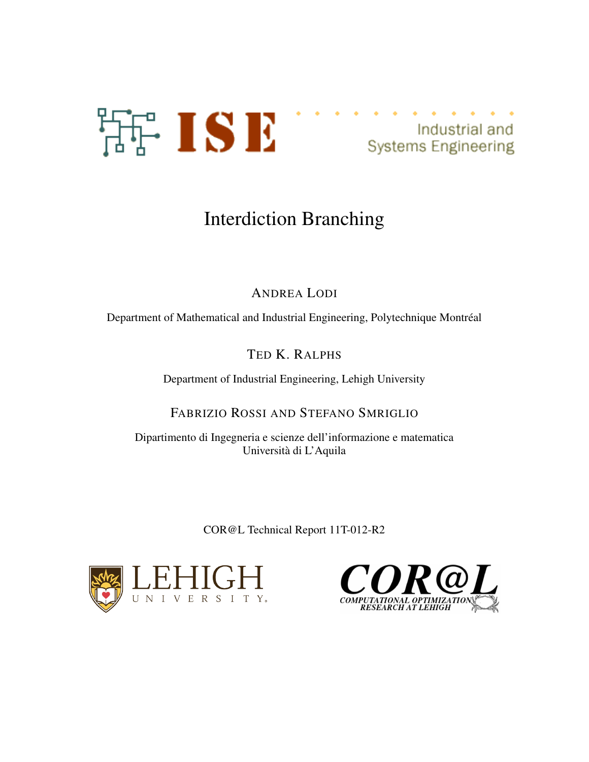ISE Industrial and Systems Engineering

# Interdiction Branching

ANDREA LODI

Department of Mathematical and Industrial Engineering, Polytechnique Montréal

TED K. RALPHS

Department of Industrial Engineering, Lehigh University

FABRIZIO ROSSI AND STEFANO SMRIGLIO

Dipartimento di Ingegneria e scienze dell'informazione e matematica
Università di L'Aquila

COR@L Technical Report 11T-012-R2

LEHIGH UNIVERSITY

COR@L COMPUTATIONAL OPTIMIZATION RESEARCH AT LEHIGH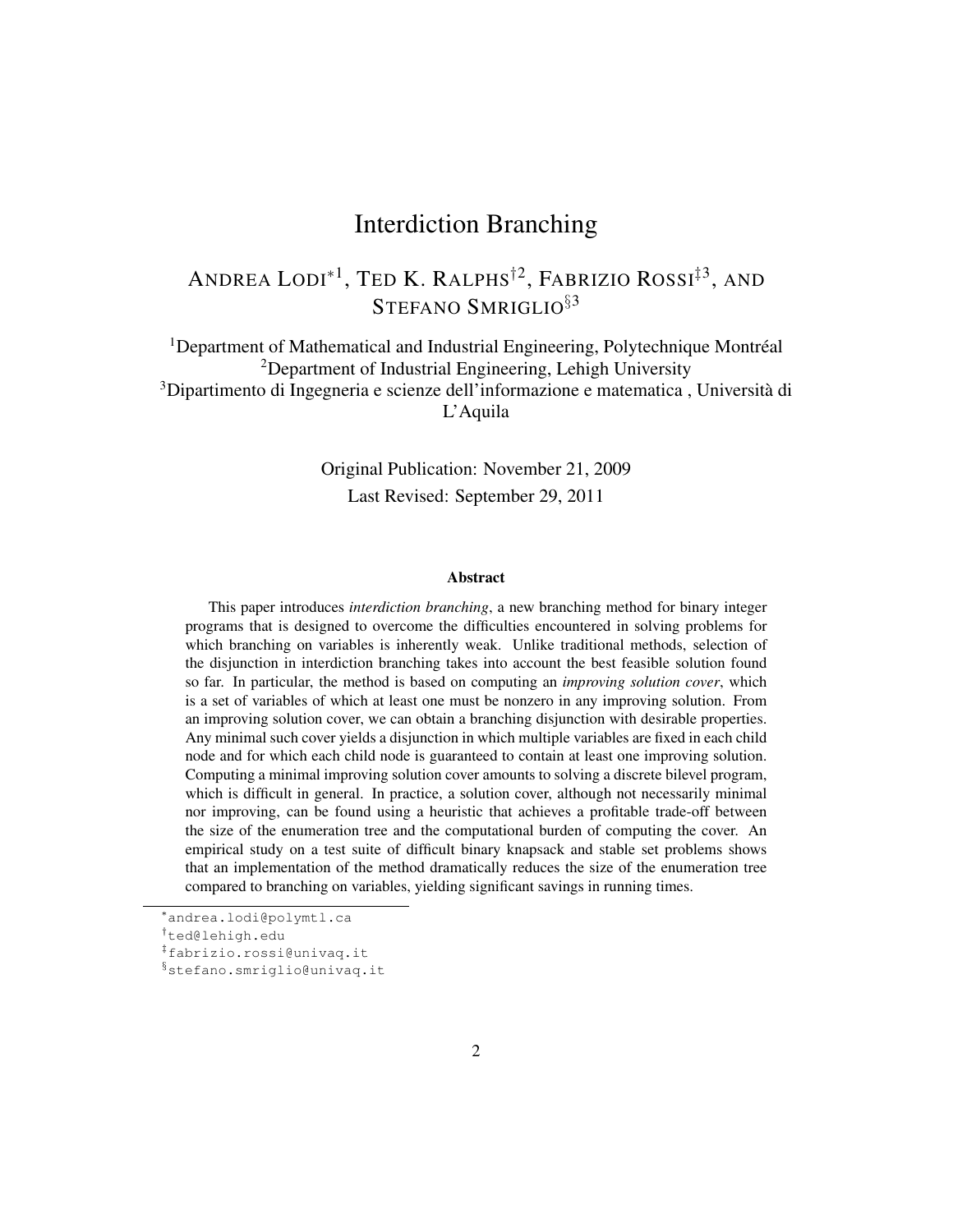# Interdiction Branching

ANDREA LODI*[1], TED K. RALPHS†[2], FABRIZIO ROSSI‡[3], AND STEFANO SMRIGLIO§[3]

[1]Department of Mathematical and Industrial Engineering, Polytechnique Montréal
[2]Department of Industrial Engineering, Lehigh University
[3]Dipartimento di Ingegneria e scienze dell'informazione e matematica , Università di L'Aquila

Original Publication: November 21, 2009
Last Revised: September 29, 2011

### Abstract

This paper introduces *interdiction branching*, a new branching method for binary integer programs that is designed to overcome the difficulties encountered in solving problems for which branching on variables is inherently weak. Unlike traditional methods, selection of the disjunction in interdiction branching takes into account the best feasible solution found so far. In particular, the method is based on computing an *improving solution cover*, which is a set of variables of which at least one must be nonzero in any improving solution. From an improving solution cover, we can obtain a branching disjunction with desirable properties. Any minimal such cover yields a disjunction in which multiple variables are fixed in each child node and for which each child node is guaranteed to contain at least one improving solution. Computing a minimal improving solution cover amounts to solving a discrete bilevel program, which is difficult in general. In practice, a solution cover, although not necessarily minimal nor improving, can be found using a heuristic that achieves a profitable trade-off between the size of the enumeration tree and the computational burden of computing the cover. An empirical study on a test suite of difficult binary knapsack and stable set problems shows that an implementation of the method dramatically reduces the size of the enumeration tree compared to branching on variables, yielding significant savings in running times.

---

*andrea.lodi@polymtl.ca
†ted@lehigh.edu
‡fabrizio.rossi@univaq.it
§stefano.smriglio@univaq.it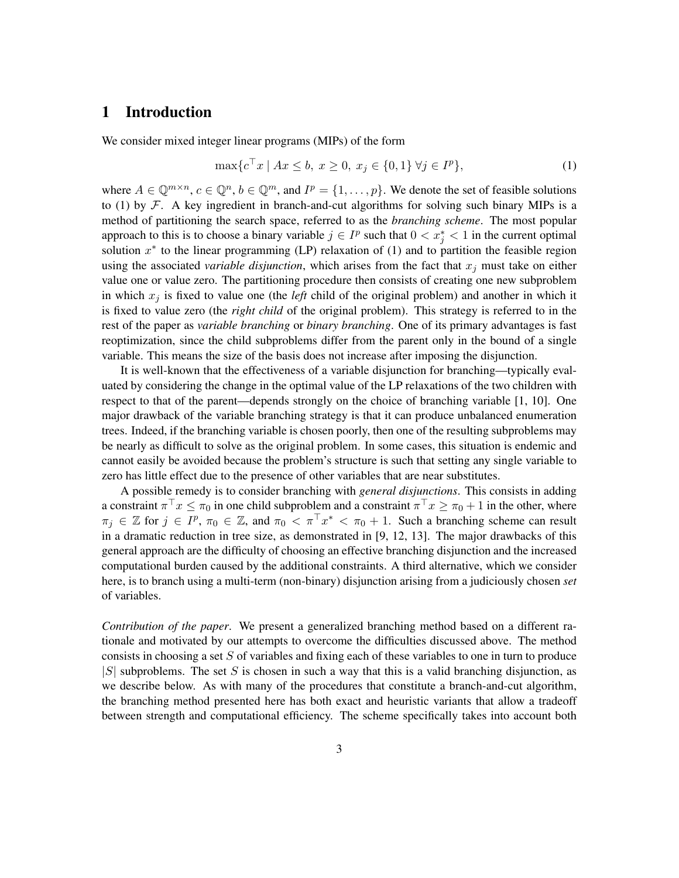# 1 Introduction

We consider mixed integer linear programs (MIPs) of the form

$$\max\{c^\top x \mid Ax \leq b,\ x \geq 0,\ x_j \in \{0,1\}\ \forall j \in I^p\}, \tag{1}$$

where $A \in \mathbb{Q}^{m \times n}$, $c \in \mathbb{Q}^n$, $b \in \mathbb{Q}^m$, and $I^p = \{1, \ldots, p\}$. We denote the set of feasible solutions to (1) by $\mathcal{F}$. A key ingredient in branch-and-cut algorithms for solving such binary MIPs is a method of partitioning the search space, referred to as the *branching scheme*. The most popular approach to this is to choose a binary variable $j \in I^p$ such that $0 < x_j^* < 1$ in the current optimal solution $x^*$ to the linear programming (LP) relaxation of (1) and to partition the feasible region using the associated *variable disjunction*, which arises from the fact that $x_j$ must take on either value one or value zero. The partitioning procedure then consists of creating one new subproblem in which $x_j$ is fixed to value one (the *left* child of the original problem) and another in which it is fixed to value zero (the *right child* of the original problem). This strategy is referred to in the rest of the paper as *variable branching* or *binary branching*. One of its primary advantages is fast reoptimization, since the child subproblems differ from the parent only in the bound of a single variable. This means the size of the basis does not increase after imposing the disjunction.

It is well-known that the effectiveness of a variable disjunction for branching—typically evaluated by considering the change in the optimal value of the LP relaxations of the two children with respect to that of the parent—depends strongly on the choice of branching variable [1, 10]. One major drawback of the variable branching strategy is that it can produce unbalanced enumeration trees. Indeed, if the branching variable is chosen poorly, then one of the resulting subproblems may be nearly as difficult to solve as the original problem. In some cases, this situation is endemic and cannot easily be avoided because the problem's structure is such that setting any single variable to zero has little effect due to the presence of other variables that are near substitutes.

A possible remedy is to consider branching with *general disjunctions*. This consists in adding a constraint $\pi^\top x \leq \pi_0$ in one child subproblem and a constraint $\pi^\top x \geq \pi_0 + 1$ in the other, where $\pi_j \in \mathbb{Z}$ for $j \in I^p$, $\pi_0 \in \mathbb{Z}$, and $\pi_0 < \pi^\top x^* < \pi_0 + 1$. Such a branching scheme can result in a dramatic reduction in tree size, as demonstrated in [9, 12, 13]. The major drawbacks of this general approach are the difficulty of choosing an effective branching disjunction and the increased computational burden caused by the additional constraints. A third alternative, which we consider here, is to branch using a multi-term (non-binary) disjunction arising from a judiciously chosen *set* of variables.

*Contribution of the paper*. We present a generalized branching method based on a different rationale and motivated by our attempts to overcome the difficulties discussed above. The method consists in choosing a set $S$ of variables and fixing each of these variables to one in turn to produce $|S|$ subproblems. The set $S$ is chosen in such a way that this is a valid branching disjunction, as we describe below. As with many of the procedures that constitute a branch-and-cut algorithm, the branching method presented here has both exact and heuristic variants that allow a tradeoff between strength and computational efficiency. The scheme specifically takes into account both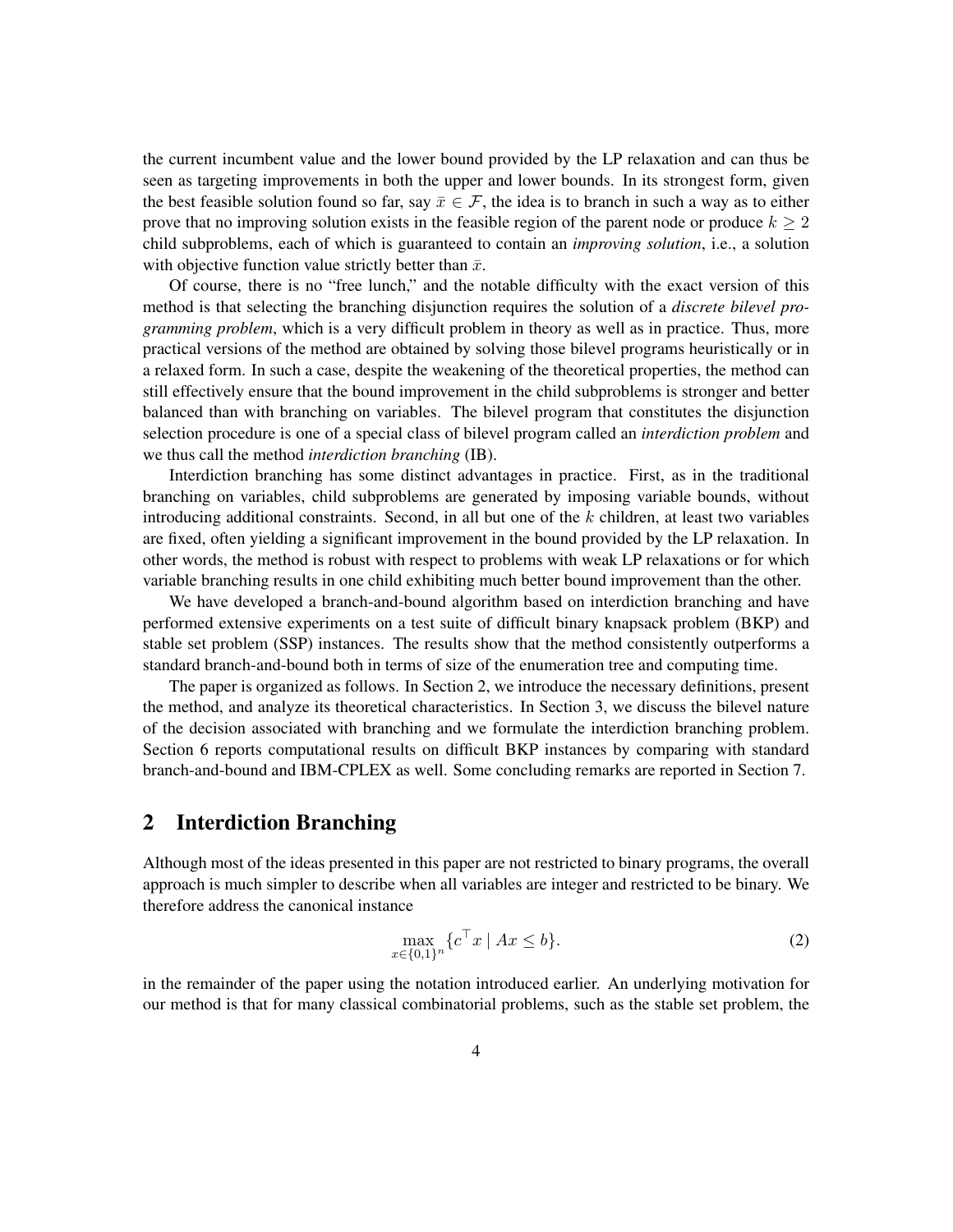the current incumbent value and the lower bound provided by the LP relaxation and can thus be seen as targeting improvements in both the upper and lower bounds. In its strongest form, given the best feasible solution found so far, say $\bar{x} \in \mathcal{F}$, the idea is to branch in such a way as to either prove that no improving solution exists in the feasible region of the parent node or produce $k \geq 2$ child subproblems, each of which is guaranteed to contain an *improving solution*, i.e., a solution with objective function value strictly better than $\bar{x}$.

Of course, there is no "free lunch," and the notable difficulty with the exact version of this method is that selecting the branching disjunction requires the solution of a *discrete bilevel programming problem*, which is a very difficult problem in theory as well as in practice. Thus, more practical versions of the method are obtained by solving those bilevel programs heuristically or in a relaxed form. In such a case, despite the weakening of the theoretical properties, the method can still effectively ensure that the bound improvement in the child subproblems is stronger and better balanced than with branching on variables. The bilevel program that constitutes the disjunction selection procedure is one of a special class of bilevel program called an *interdiction problem* and we thus call the method *interdiction branching* (IB).

Interdiction branching has some distinct advantages in practice. First, as in the traditional branching on variables, child subproblems are generated by imposing variable bounds, without introducing additional constraints. Second, in all but one of the $k$ children, at least two variables are fixed, often yielding a significant improvement in the bound provided by the LP relaxation. In other words, the method is robust with respect to problems with weak LP relaxations or for which variable branching results in one child exhibiting much better bound improvement than the other.

We have developed a branch-and-bound algorithm based on interdiction branching and have performed extensive experiments on a test suite of difficult binary knapsack problem (BKP) and stable set problem (SSP) instances. The results show that the method consistently outperforms a standard branch-and-bound both in terms of size of the enumeration tree and computing time.

The paper is organized as follows. In Section 2, we introduce the necessary definitions, present the method, and analyze its theoretical characteristics. In Section 3, we discuss the bilevel nature of the decision associated with branching and we formulate the interdiction branching problem. Section 6 reports computational results on difficult BKP instances by comparing with standard branch-and-bound and IBM-CPLEX as well. Some concluding remarks are reported in Section 7.

## 2 Interdiction Branching

Although most of the ideas presented in this paper are not restricted to binary programs, the overall approach is much simpler to describe when all variables are integer and restricted to be binary. We therefore address the canonical instance

$$\max_{x \in \{0,1\}^n} \{c^\top x \mid Ax \leq b\}. \tag{2}$$

in the remainder of the paper using the notation introduced earlier. An underlying motivation for our method is that for many classical combinatorial problems, such as the stable set problem, the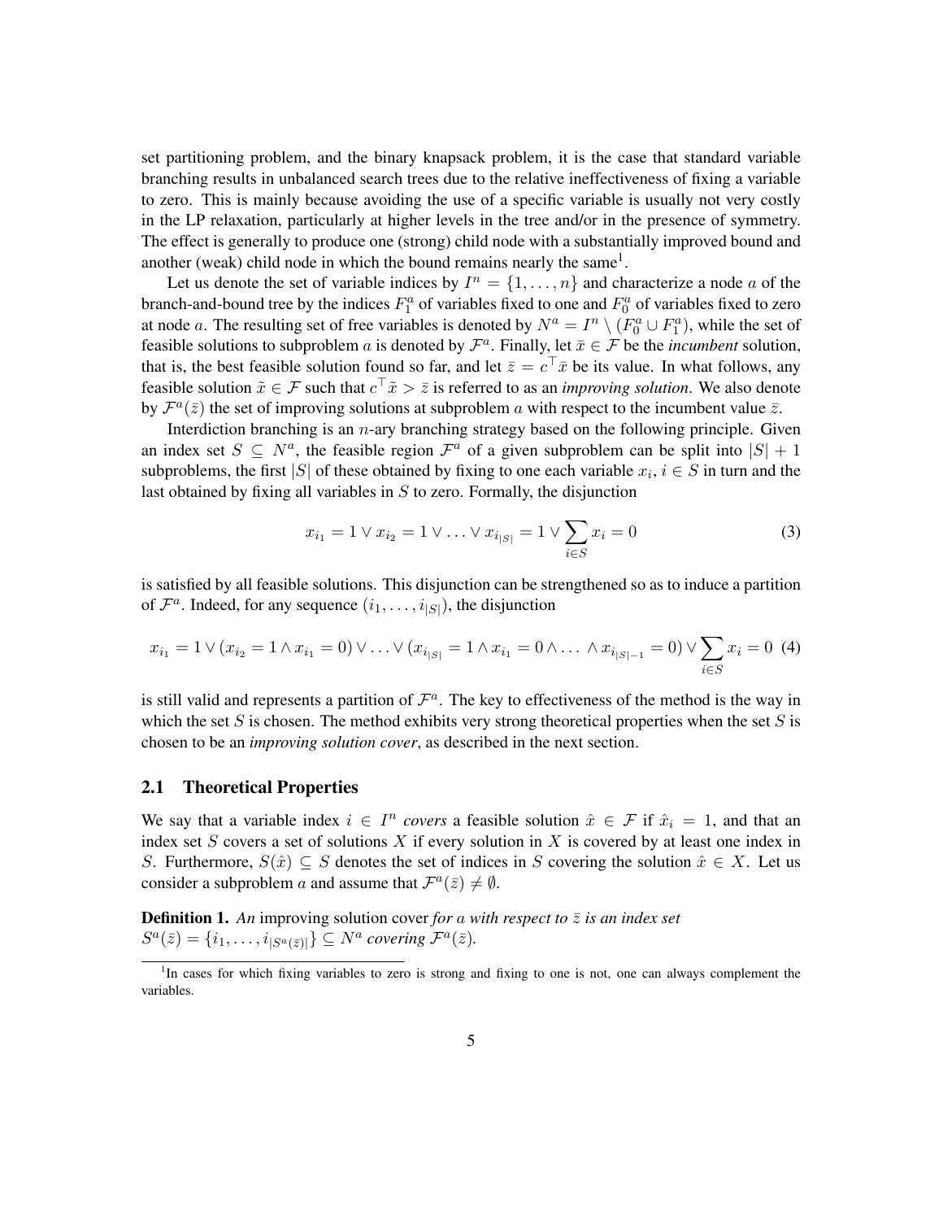set partitioning problem, and the binary knapsack problem, it is the case that standard variable branching results in unbalanced search trees due to the relative ineffectiveness of fixing a variable to zero. This is mainly because avoiding the use of a specific variable is usually not very costly in the LP relaxation, particularly at higher levels in the tree and/or in the presence of symmetry. The effect is generally to produce one (strong) child node with a substantially improved bound and another (weak) child node in which the bound remains nearly the same[1].

Let us denote the set of variable indices by $I^n = \{1, \ldots, n\}$ and characterize a node $a$ of the branch-and-bound tree by the indices $F_1^a$ of variables fixed to one and $F_0^a$ of variables fixed to zero at node $a$. The resulting set of free variables is denoted by $N^a = I^n \setminus (F_0^a \cup F_1^a)$, while the set of feasible solutions to subproblem $a$ is denoted by $\mathcal{F}^a$. Finally, let $\bar{x} \in \mathcal{F}$ be the *incumbent* solution, that is, the best feasible solution found so far, and let $\bar{z} = c^\top \bar{x}$ be its value. In what follows, any feasible solution $\tilde{x} \in \mathcal{F}$ such that $c^\top \tilde{x} > \bar{z}$ is referred to as an *improving solution*. We also denote by $\mathcal{F}^a(\bar{z})$ the set of improving solutions at subproblem $a$ with respect to the incumbent value $\bar{z}$.

Interdiction branching is an $n$-ary branching strategy based on the following principle. Given an index set $S \subseteq N^a$, the feasible region $\mathcal{F}^a$ of a given subproblem can be split into $|S| + 1$ subproblems, the first $|S|$ of these obtained by fixing to one each variable $x_i$, $i \in S$ in turn and the last obtained by fixing all variables in $S$ to zero. Formally, the disjunction

$$x_{i_1} = 1 \vee x_{i_2} = 1 \vee \ldots \vee x_{i_{|S|}} = 1 \vee \sum_{i \in S} x_i = 0 \tag{3}$$

is satisfied by all feasible solutions. This disjunction can be strengthened so as to induce a partition of $\mathcal{F}^a$. Indeed, for any sequence $(i_1, \ldots, i_{|S|})$, the disjunction

$$x_{i_1} = 1 \vee (x_{i_2} = 1 \wedge x_{i_1} = 0) \vee \ldots \vee (x_{i_{|S|}} = 1 \wedge x_{i_1} = 0 \wedge \ldots \wedge x_{i_{|S|-1}} = 0) \vee \sum_{i \in S} x_i = 0 \tag{4}$$

is still valid and represents a partition of $\mathcal{F}^a$. The key to effectiveness of the method is the way in which the set $S$ is chosen. The method exhibits very strong theoretical properties when the set $S$ is chosen to be an *improving solution cover*, as described in the next section.

## 2.1 Theoretical Properties

We say that a variable index $i \in I^n$ *covers* a feasible solution $\hat{x} \in \mathcal{F}$ if $\hat{x}_i = 1$, and that an index set $S$ covers a set of solutions $X$ if every solution in $X$ is covered by at least one index in $S$. Furthermore, $S(\hat{x}) \subseteq S$ denotes the set of indices in $S$ covering the solution $\hat{x} \in X$. Let us consider a subproblem $a$ and assume that $\mathcal{F}^a(\bar{z}) \neq \emptyset$.

**Definition 1.** *An* improving solution cover *for $a$ with respect to $\bar{z}$ is an index set $S^a(\bar{z}) = \{i_1, \ldots, i_{|S^a(\bar{z})|}\} \subseteq N^a$ covering $\mathcal{F}^a(\bar{z})$.*

[1] In cases for which fixing variables to zero is strong and fixing to one is not, one can always complement the variables.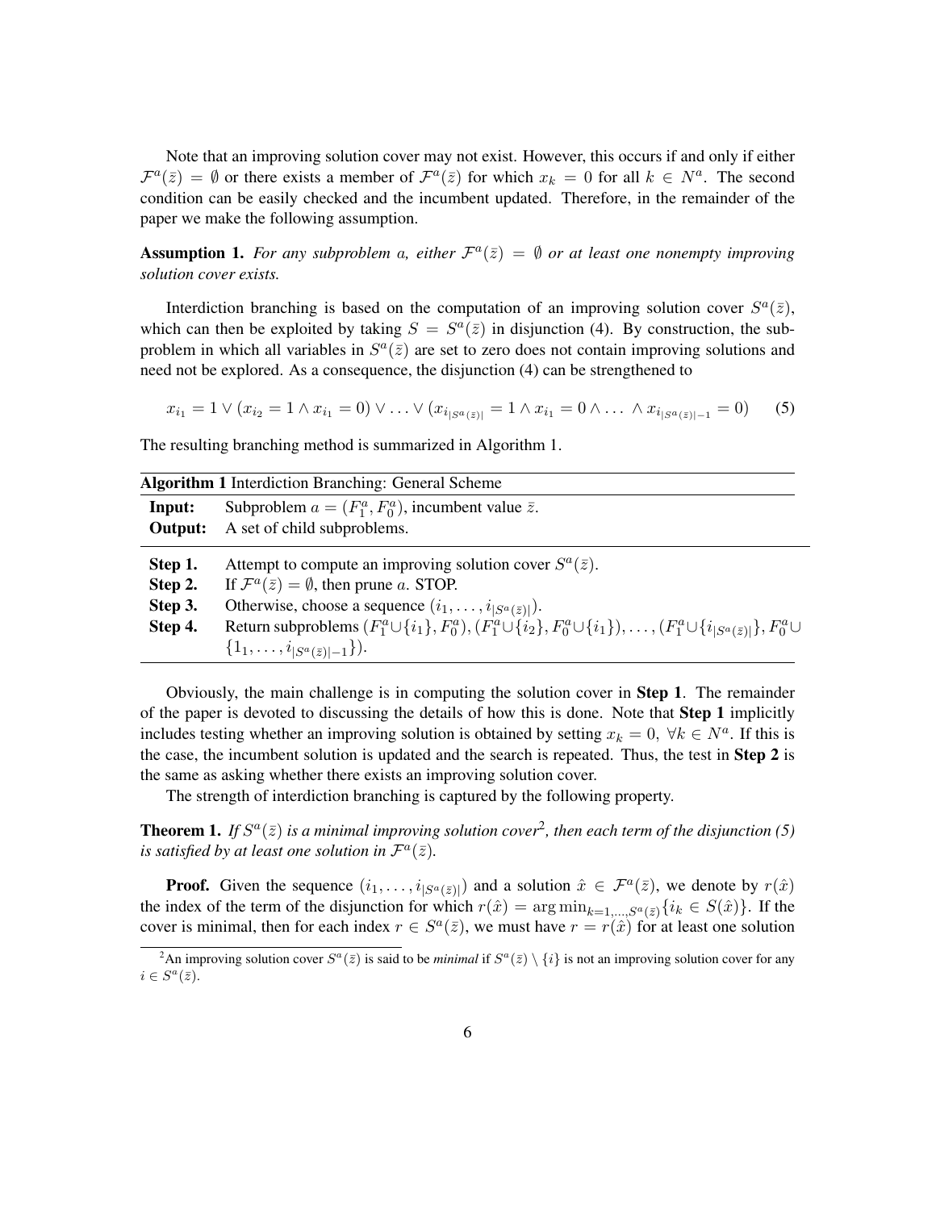Note that an improving solution cover may not exist. However, this occurs if and only if either $\mathcal{F}^a(\bar{z}) = \emptyset$ or there exists a member of $\mathcal{F}^a(\bar{z})$ for which $x_k = 0$ for all $k \in N^a$. The second condition can be easily checked and the incumbent updated. Therefore, in the remainder of the paper we make the following assumption.

**Assumption 1.** *For any subproblem $a$, either $\mathcal{F}^a(\bar{z}) = \emptyset$ or at least one nonempty improving solution cover exists.*

Interdiction branching is based on the computation of an improving solution cover $S^a(\bar{z})$, which can then be exploited by taking $S = S^a(\bar{z})$ in disjunction (4). By construction, the subproblem in which all variables in $S^a(\bar{z})$ are set to zero does not contain improving solutions and need not be explored. As a consequence, the disjunction (4) can be strengthened to

$$x_{i_1} = 1 \vee (x_{i_2} = 1 \wedge x_{i_1} = 0) \vee \ldots \vee (x_{i_{|S^a(\bar{z})|}} = 1 \wedge x_{i_1} = 0 \wedge \ldots \wedge x_{i_{|S^a(\bar{z})|-1}} = 0) \qquad (5)$$

The resulting branching method is summarized in Algorithm 1.

**Algorithm 1** Interdiction Branching: General Scheme

| | |
|---|---|
| **Input:** | Subproblem $a = (F_1^a, F_0^a)$, incumbent value $\bar{z}$. |
| **Output:** | A set of child subproblems. |
| **Step 1.** | Attempt to compute an improving solution cover $S^a(\bar{z})$. |
| **Step 2.** | If $\mathcal{F}^a(\bar{z}) = \emptyset$, then prune $a$. STOP. |
| **Step 3.** | Otherwise, choose a sequence $(i_1, \ldots, i_{|S^a(\bar{z})|})$. |
| **Step 4.** | Return subproblems $(F_1^a \cup \{i_1\}, F_0^a), (F_1^a \cup \{i_2\}, F_0^a \cup \{i_1\}), \ldots, (F_1^a \cup \{i_{|S^a(\bar{z})|}\}, F_0^a \cup \{1_1, \ldots, i_{|S^a(\bar{z})|-1}\})$. |

Obviously, the main challenge is in computing the solution cover in **Step 1**. The remainder of the paper is devoted to discussing the details of how this is done. Note that **Step 1** implicitly includes testing whether an improving solution is obtained by setting $x_k = 0$, $\forall k \in N^a$. If this is the case, the incumbent solution is updated and the search is repeated. Thus, the test in **Step 2** is the same as asking whether there exists an improving solution cover.

The strength of interdiction branching is captured by the following property.

**Theorem 1.** *If $S^a(\bar{z})$ is a minimal improving solution cover[2], then each term of the disjunction (5) is satisfied by at least one solution in $\mathcal{F}^a(\bar{z})$.*

**Proof.** Given the sequence $(i_1, \ldots, i_{|S^a(\bar{z})|})$ and a solution $\hat{x} \in \mathcal{F}^a(\bar{z})$, we denote by $r(\hat{x})$ the index of the term of the disjunction for which $r(\hat{x}) = \arg\min_{k=1,\ldots,S^a(\bar{z})}\{i_k \in S(\hat{x})\}$. If the cover is minimal, then for each index $r \in S^a(\bar{z})$, we must have $r = r(\hat{x})$ for at least one solution

[2] An improving solution cover $S^a(\bar{z})$ is said to be *minimal* if $S^a(\bar{z}) \setminus \{i\}$ is not an improving solution cover for any $i \in S^a(\bar{z})$.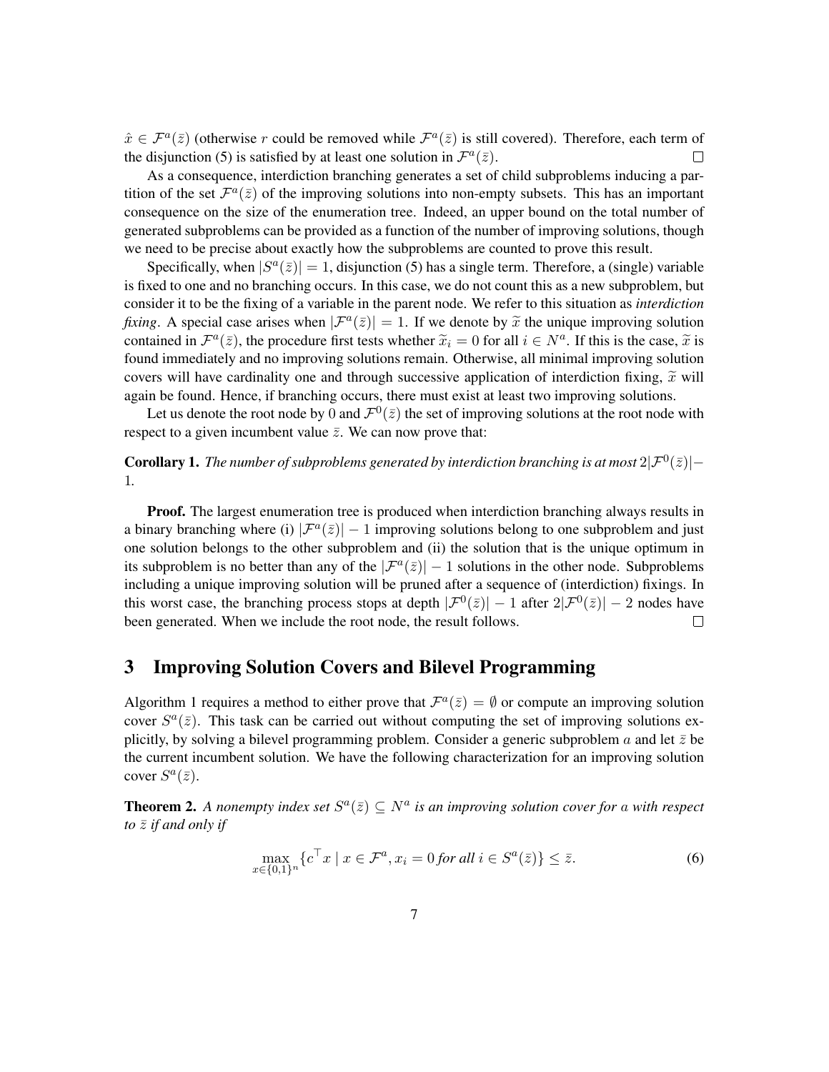$\hat{x} \in \mathcal{F}^a(\bar{z})$ (otherwise $r$ could be removed while $\mathcal{F}^a(\bar{z})$ is still covered). Therefore, each term of the disjunction (5) is satisfied by at least one solution in $\mathcal{F}^a(\bar{z})$. $\square$

As a consequence, interdiction branching generates a set of child subproblems inducing a partition of the set $\mathcal{F}^a(\bar{z})$ of the improving solutions into non-empty subsets. This has an important consequence on the size of the enumeration tree. Indeed, an upper bound on the total number of generated subproblems can be provided as a function of the number of improving solutions, though we need to be precise about exactly how the subproblems are counted to prove this result.

Specifically, when $|S^a(\bar{z})| = 1$, disjunction (5) has a single term. Therefore, a (single) variable is fixed to one and no branching occurs. In this case, we do not count this as a new subproblem, but consider it to be the fixing of a variable in the parent node. We refer to this situation as *interdiction fixing*. A special case arises when $|\mathcal{F}^a(\bar{z})| = 1$. If we denote by $\widetilde{x}$ the unique improving solution contained in $\mathcal{F}^a(\bar{z})$, the procedure first tests whether $\widetilde{x}_i = 0$ for all $i \in N^a$. If this is the case, $\widetilde{x}$ is found immediately and no improving solutions remain. Otherwise, all minimal improving solution covers will have cardinality one and through successive application of interdiction fixing, $\widetilde{x}$ will again be found. Hence, if branching occurs, there must exist at least two improving solutions.

Let us denote the root node by 0 and $\mathcal{F}^0(\bar{z})$ the set of improving solutions at the root node with respect to a given incumbent value $\bar{z}$. We can now prove that:

**Corollary 1.** *The number of subproblems generated by interdiction branching is at most* $2|\mathcal{F}^0(\bar{z})| - 1$.

**Proof.** The largest enumeration tree is produced when interdiction branching always results in a binary branching where (i) $|\mathcal{F}^a(\bar{z})| - 1$ improving solutions belong to one subproblem and just one solution belongs to the other subproblem and (ii) the solution that is the unique optimum in its subproblem is no better than any of the $|\mathcal{F}^a(\bar{z})| - 1$ solutions in the other node. Subproblems including a unique improving solution will be pruned after a sequence of (interdiction) fixings. In this worst case, the branching process stops at depth $|\mathcal{F}^0(\bar{z})| - 1$ after $2|\mathcal{F}^0(\bar{z})| - 2$ nodes have been generated. When we include the root node, the result follows. $\square$

## 3 Improving Solution Covers and Bilevel Programming

Algorithm 1 requires a method to either prove that $\mathcal{F}^a(\bar{z}) = \emptyset$ or compute an improving solution cover $S^a(\bar{z})$. This task can be carried out without computing the set of improving solutions explicitly, by solving a bilevel programming problem. Consider a generic subproblem $a$ and let $\bar{z}$ be the current incumbent solution. We have the following characterization for an improving solution cover $S^a(\bar{z})$.

**Theorem 2.** *A nonempty index set* $S^a(\bar{z}) \subseteq N^a$ *is an improving solution cover for* $a$ *with respect to* $\bar{z}$ *if and only if*

$$\max_{x \in \{0,1\}^n} \{c^\top x \mid x \in \mathcal{F}^a, x_i = 0 \text{ for all } i \in S^a(\bar{z})\} \leq \bar{z}. \tag{6}$$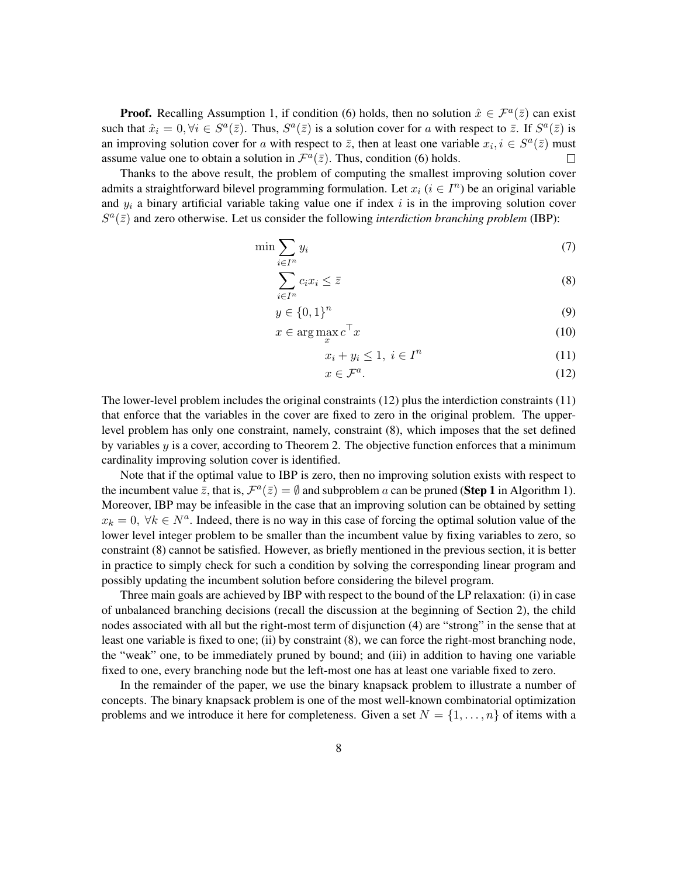**Proof.** Recalling Assumption 1, if condition (6) holds, then no solution $\hat{x} \in \mathcal{F}^a(\bar{z})$ can exist such that $\hat{x}_i = 0, \forall i \in S^a(\bar{z})$. Thus, $S^a(\bar{z})$ is a solution cover for $a$ with respect to $\bar{z}$. If $S^a(\bar{z})$ is an improving solution cover for $a$ with respect to $\bar{z}$, then at least one variable $x_i, i \in S^a(\bar{z})$ must assume value one to obtain a solution in $\mathcal{F}^a(\bar{z})$. Thus, condition (6) holds. □

Thanks to the above result, the problem of computing the smallest improving solution cover admits a straightforward bilevel programming formulation. Let $x_i$ ($i \in I^n$) be an original variable and $y_i$ a binary artificial variable taking value one if index $i$ is in the improving solution cover $S^a(\bar{z})$ and zero otherwise. Let us consider the following *interdiction branching problem* (IBP):

$$\min \sum_{i \in I^n} y_i \tag{7}$$

$$\sum_{i \in I^n} c_i x_i \leq \bar{z} \tag{8}$$

$$y \in \{0,1\}^n \tag{9}$$

$$x \in \arg\max_x c^\top x \tag{10}$$

$$x_i + y_i \leq 1, \; i \in I^n \tag{11}$$

$$x \in \mathcal{F}^a. \tag{12}$$

The lower-level problem includes the original constraints (12) plus the interdiction constraints (11) that enforce that the variables in the cover are fixed to zero in the original problem. The upper-level problem has only one constraint, namely, constraint (8), which imposes that the set defined by variables $y$ is a cover, according to Theorem 2. The objective function enforces that a minimum cardinality improving solution cover is identified.

Note that if the optimal value to IBP is zero, then no improving solution exists with respect to the incumbent value $\bar{z}$, that is, $\mathcal{F}^a(\bar{z}) = \emptyset$ and subproblem $a$ can be pruned (**Step 1** in Algorithm 1). Moreover, IBP may be infeasible in the case that an improving solution can be obtained by setting $x_k = 0, \; \forall k \in N^a$. Indeed, there is no way in this case of forcing the optimal solution value of the lower level integer problem to be smaller than the incumbent value by fixing variables to zero, so constraint (8) cannot be satisfied. However, as briefly mentioned in the previous section, it is better in practice to simply check for such a condition by solving the corresponding linear program and possibly updating the incumbent solution before considering the bilevel program.

Three main goals are achieved by IBP with respect to the bound of the LP relaxation: (i) in case of unbalanced branching decisions (recall the discussion at the beginning of Section 2), the child nodes associated with all but the right-most term of disjunction (4) are "strong" in the sense that at least one variable is fixed to one; (ii) by constraint (8), we can force the right-most branching node, the "weak" one, to be immediately pruned by bound; and (iii) in addition to having one variable fixed to one, every branching node but the left-most one has at least one variable fixed to zero.

In the remainder of the paper, we use the binary knapsack problem to illustrate a number of concepts. The binary knapsack problem is one of the most well-known combinatorial optimization problems and we introduce it here for completeness. Given a set $N = \{1, \ldots, n\}$ of items with a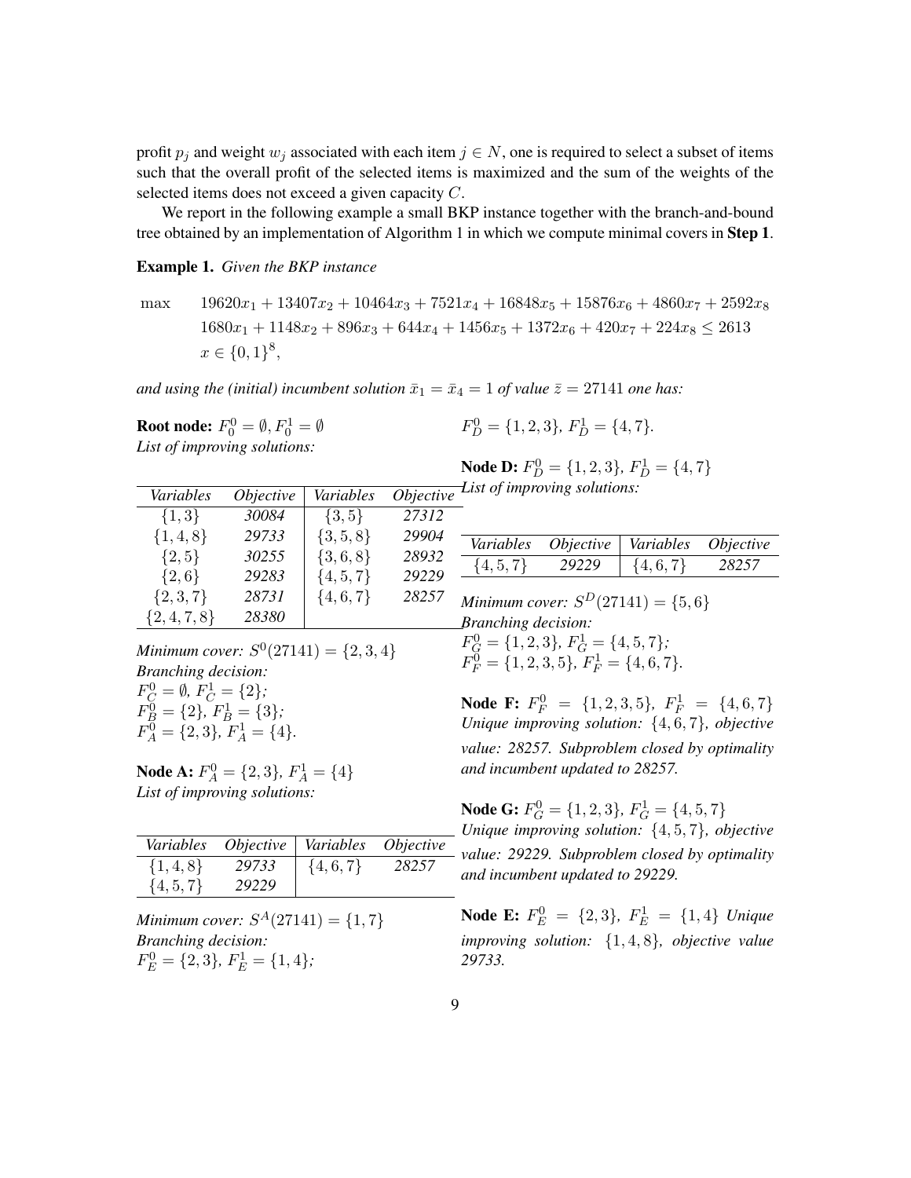profit $p_j$ and weight $w_j$ associated with each item $j \in N$, one is required to select a subset of items such that the overall profit of the selected items is maximized and the sum of the weights of the selected items does not exceed a given capacity $C$.

We report in the following example a small BKP instance together with the branch-and-bound tree obtained by an implementation of Algorithm 1 in which we compute minimal covers in **Step 1**.

**Example 1.** *Given the BKP instance*

$$\begin{aligned} \max \quad & 19620x_1 + 13407x_2 + 10464x_3 + 7521x_4 + 16848x_5 + 15876x_6 + 4860x_7 + 2592x_8 \\ & 1680x_1 + 1148x_2 + 896x_3 + 644x_4 + 1456x_5 + 1372x_6 + 420x_7 + 224x_8 \leq 2613 \\ & x \in \{0,1\}^8, \end{aligned}$$

*and using the (initial) incumbent solution $\bar{x}_1 = \bar{x}_4 = 1$ of value $\bar{z} = 27141$ one has:*

**Root node:** $F_0^0 = \emptyset, F_0^1 = \emptyset$
*List of improving solutions:*

| *Variables* | *Objective* | *Variables* | *Objective* |
|---|---|---|---|
| $\{1,3\}$ | *30084* | $\{3,5\}$ | *27312* |
| $\{1,4,8\}$ | *29733* | $\{3,5,8\}$ | *29904* |
| $\{2,5\}$ | *30255* | $\{3,6,8\}$ | *28932* |
| $\{2,6\}$ | *29283* | $\{4,5,7\}$ | *29229* |
| $\{2,3,7\}$ | *28731* | $\{4,6,7\}$ | *28257* |
| $\{2,4,7,8\}$ | *28380* | | |

*Minimum cover:* $S^0(27141) = \{2,3,4\}$
*Branching decision:*
$F_C^0 = \emptyset$, $F_C^1 = \{2\}$;
$F_B^0 = \{2\}$, $F_B^1 = \{3\}$;
$F_A^0 = \{2,3\}$, $F_A^1 = \{4\}$.

**Node A:** $F_A^0 = \{2,3\}$, $F_A^1 = \{4\}$
*List of improving solutions:*

| *Variables* | *Objective* | *Variables* | *Objective* |
|---|---|---|---|
| $\{1,4,8\}$ | *29733* | $\{4,6,7\}$ | *28257* |
| $\{4,5,7\}$ | *29229* | | |

*Minimum cover:* $S^A(27141) = \{1,7\}$
*Branching decision:*
$F_E^0 = \{2,3\}$, $F_E^1 = \{1,4\}$;
$F_D^0 = \{1,2,3\}$, $F_D^1 = \{4,7\}$.

**Node D:** $F_D^0 = \{1,2,3\}$, $F_D^1 = \{4,7\}$
*List of improving solutions:*

| *Variables* | *Objective* | *Variables* | *Objective* |
|---|---|---|---|
| $\{4,5,7\}$ | *29229* | $\{4,6,7\}$ | *28257* |

*Minimum cover:* $S^D(27141) = \{5,6\}$
*Branching decision:*
$F_G^0 = \{1,2,3\}$, $F_G^1 = \{4,5,7\}$;
$F_F^0 = \{1,2,3,5\}$, $F_F^1 = \{4,6,7\}$.

**Node F:** $F_F^0 = \{1,2,3,5\}$, $F_F^1 = \{4,6,7\}$
*Unique improving solution:* $\{4,6,7\}$*, objective value: 28257. Subproblem closed by optimality and incumbent updated to 28257.*

**Node G:** $F_G^0 = \{1,2,3\}$, $F_G^1 = \{4,5,7\}$
*Unique improving solution:* $\{4,5,7\}$*, objective value: 29229. Subproblem closed by optimality and incumbent updated to 29229.*

**Node E:** $F_E^0 = \{2,3\}$, $F_E^1 = \{1,4\}$ *Unique improving solution:* $\{1,4,8\}$*, objective value 29733.*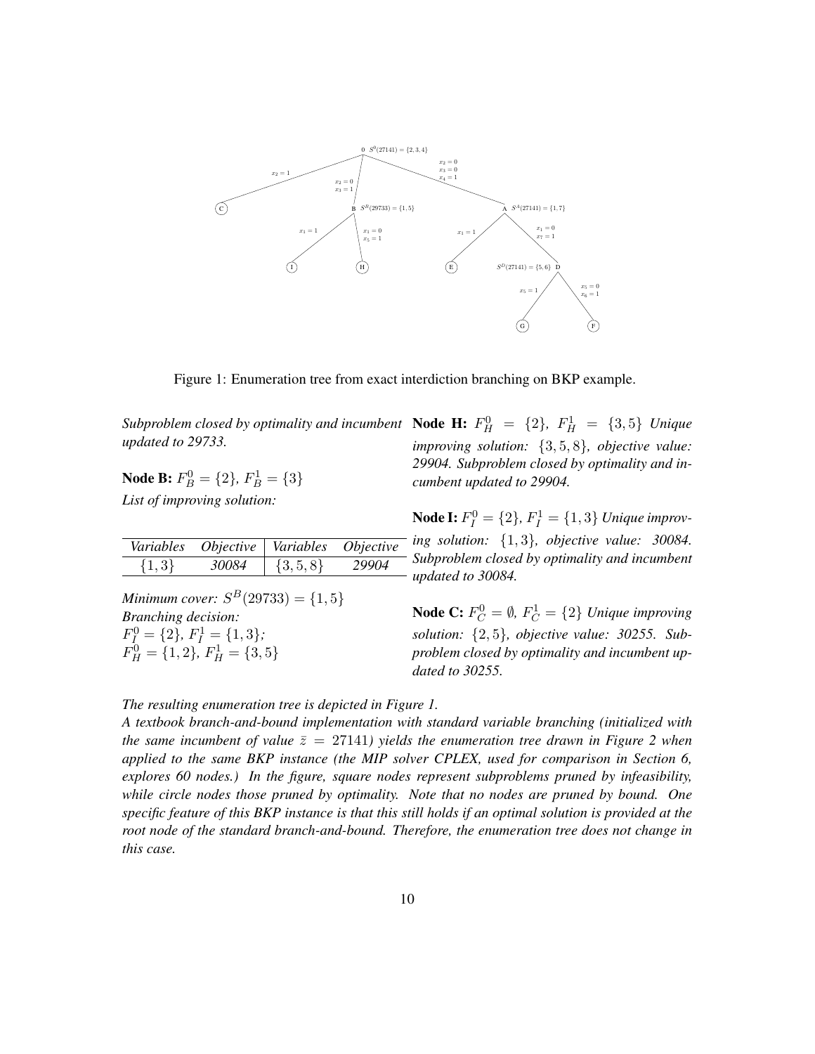Figure 1: Enumeration tree from exact interdiction branching on BKP example.

*Subproblem closed by optimality and incumbent updated to 29733.*

**Node B:** $F_B^0 = \{2\}$, $F_B^1 = \{3\}$

*List of improving solution:*

| *Variables* | *Objective* | *Variables* | *Objective* |
|---|---|---|---|
| $\{1, 3\}$ | *30084* | $\{3, 5, 8\}$ | *29904* |

*Minimum cover:* $S^B(29733) = \{1, 5\}$
*Branching decision:*
$F_I^0 = \{2\}$, $F_I^1 = \{1, 3\}$;
$F_H^0 = \{1, 2\}$, $F_H^1 = \{3, 5\}$

**Node H:** $F_H^0 = \{2\}$, $F_H^1 = \{3, 5\}$ *Unique improving solution:* $\{3, 5, 8\}$, *objective value: 29904. Subproblem closed by optimality and incumbent updated to 29904.*

**Node I:** $F_I^0 = \{2\}$, $F_I^1 = \{1, 3\}$ *Unique improving solution:* $\{1, 3\}$, *objective value: 30084. Subproblem closed by optimality and incumbent updated to 30084.*

**Node C:** $F_C^0 = \emptyset$, $F_C^1 = \{2\}$ *Unique improving solution:* $\{2, 5\}$, *objective value: 30255. Subproblem closed by optimality and incumbent updated to 30255.*

*The resulting enumeration tree is depicted in Figure 1.*

*A textbook branch-and-bound implementation with standard variable branching (initialized with the same incumbent of value* $\bar{z} = 27141$*) yields the enumeration tree drawn in Figure 2 when applied to the same BKP instance (the MIP solver CPLEX, used for comparison in Section 6, explores 60 nodes.) In the figure, square nodes represent subproblems pruned by infeasibility, while circle nodes those pruned by optimality. Note that no nodes are pruned by bound. One specific feature of this BKP instance is that this still holds if an optimal solution is provided at the root node of the standard branch-and-bound. Therefore, the enumeration tree does not change in this case.*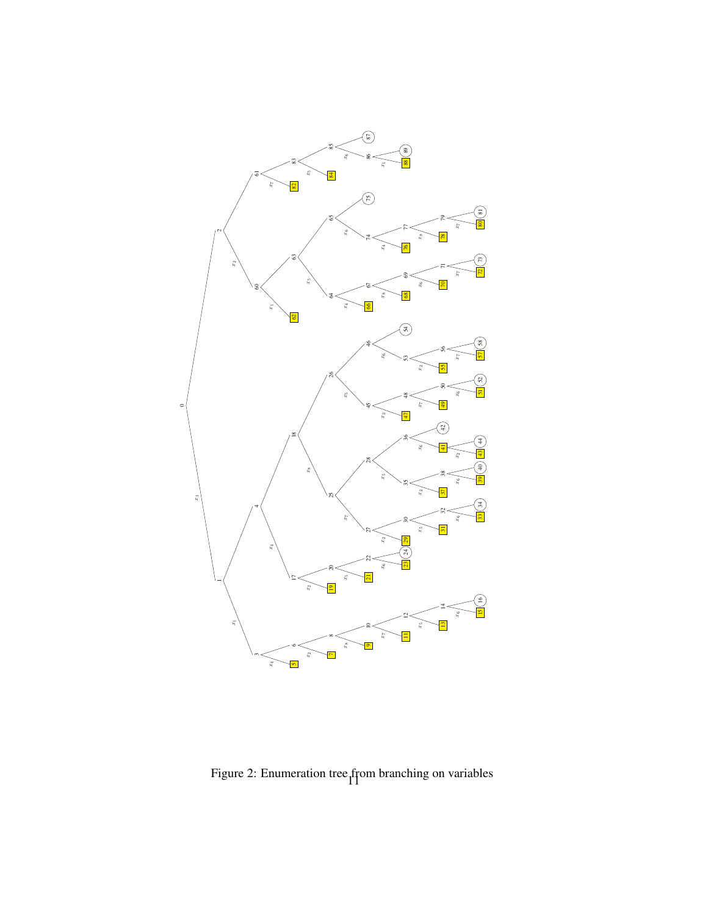Figure 2: Enumeration tree from branching on variables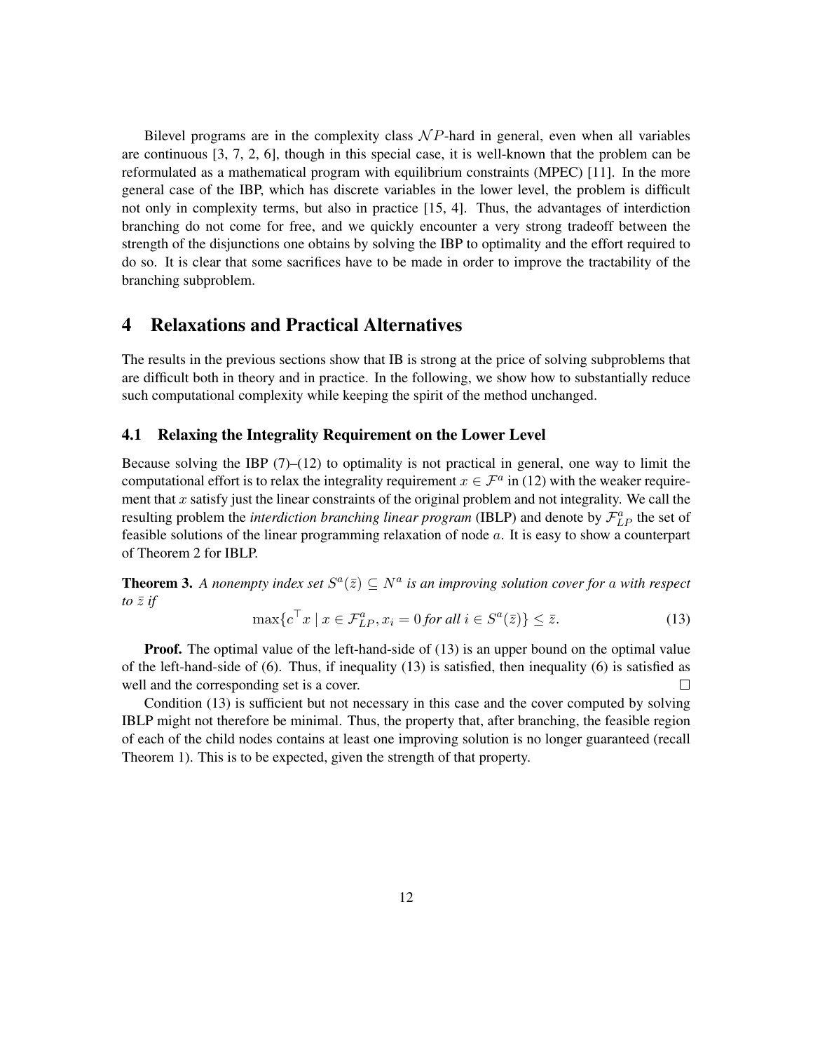Bilevel programs are in the complexity class $\mathcal{NP}$-hard in general, even when all variables are continuous [3, 7, 2, 6], though in this special case, it is well-known that the problem can be reformulated as a mathematical program with equilibrium constraints (MPEC) [11]. In the more general case of the IBP, which has discrete variables in the lower level, the problem is difficult not only in complexity terms, but also in practice [15, 4]. Thus, the advantages of interdiction branching do not come for free, and we quickly encounter a very strong tradeoff between the strength of the disjunctions one obtains by solving the IBP to optimality and the effort required to do so. It is clear that some sacrifices have to be made in order to improve the tractability of the branching subproblem.

# 4 Relaxations and Practical Alternatives

The results in the previous sections show that IB is strong at the price of solving subproblems that are difficult both in theory and in practice. In the following, we show how to substantially reduce such computational complexity while keeping the spirit of the method unchanged.

## 4.1 Relaxing the Integrality Requirement on the Lower Level

Because solving the IBP (7)–(12) to optimality is not practical in general, one way to limit the computational effort is to relax the integrality requirement $x \in \mathcal{F}^a$ in (12) with the weaker requirement that $x$ satisfy just the linear constraints of the original problem and not integrality. We call the resulting problem the *interdiction branching linear program* (IBLP) and denote by $\mathcal{F}^a_{LP}$ the set of feasible solutions of the linear programming relaxation of node $a$. It is easy to show a counterpart of Theorem 2 for IBLP.

**Theorem 3.** *A nonempty index set $S^a(\bar{z}) \subseteq N^a$ is an improving solution cover for $a$ with respect to $\bar{z}$ if*

$$\max\{c^\top x \mid x \in \mathcal{F}^a_{LP}, x_i = 0 \text{ for all } i \in S^a(\bar{z})\} \leq \bar{z}. \tag{13}$$

**Proof.** The optimal value of the left-hand-side of (13) is an upper bound on the optimal value of the left-hand-side of (6). Thus, if inequality (13) is satisfied, then inequality (6) is satisfied as well and the corresponding set is a cover. $\square$

Condition (13) is sufficient but not necessary in this case and the cover computed by solving IBLP might not therefore be minimal. Thus, the property that, after branching, the feasible region of each of the child nodes contains at least one improving solution is no longer guaranteed (recall Theorem 1). This is to be expected, given the strength of that property.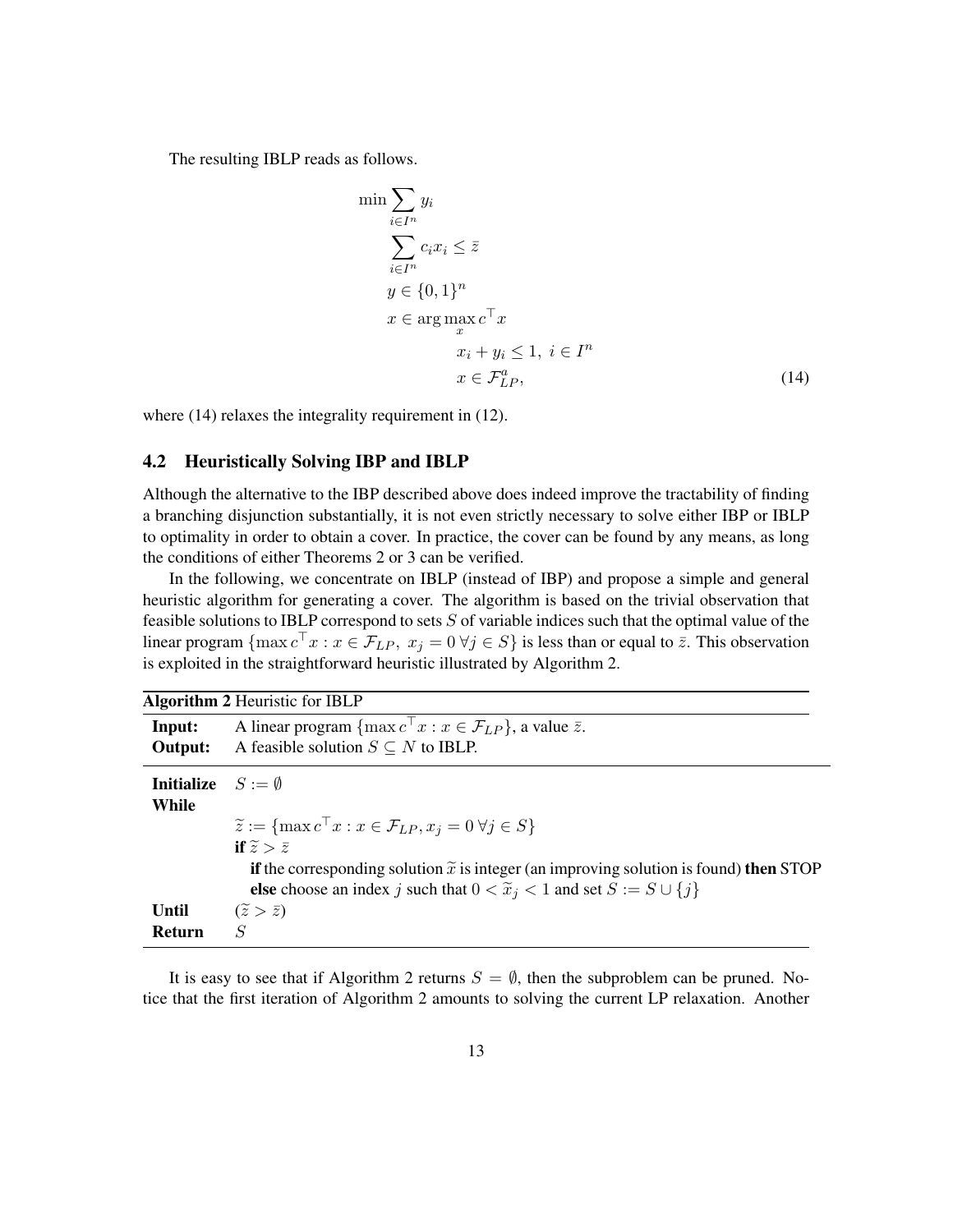The resulting IBLP reads as follows.

$$
\begin{aligned}
\min \sum_{i \in I^n} & y_i \\
\sum_{i \in I^n} & c_i x_i \leq \bar{z} \\
& y \in \{0,1\}^n \\
& x \in \arg\max_x c^\top x \\
& \qquad x_i + y_i \leq 1, \ i \in I^n \\
& \qquad x \in \mathcal{F}^a_{LP},
\end{aligned} \tag{14}
$$

where (14) relaxes the integrality requirement in (12).

## 4.2 Heuristically Solving IBP and IBLP

Although the alternative to the IBP described above does indeed improve the tractability of finding a branching disjunction substantially, it is not even strictly necessary to solve either IBP or IBLP to optimality in order to obtain a cover. In practice, the cover can be found by any means, as long the conditions of either Theorems 2 or 3 can be verified.

In the following, we concentrate on IBLP (instead of IBP) and propose a simple and general heuristic algorithm for generating a cover. The algorithm is based on the trivial observation that feasible solutions to IBLP correspond to sets $S$ of variable indices such that the optimal value of the linear program $\{\max c^\top x : x \in \mathcal{F}_{LP}, \ x_j = 0 \ \forall j \in S\}$ is less than or equal to $\bar{z}$. This observation is exploited in the straightforward heuristic illustrated by Algorithm 2.

---

**Algorithm 2** Heuristic for IBLP

---

**Input:** A linear program $\{\max c^\top x : x \in \mathcal{F}_{LP}\}$, a value $\bar{z}$.
**Output:** A feasible solution $S \subseteq N$ to IBLP.

---

**Initialize** $S := \emptyset$
**While**
  $\widetilde{z} := \{\max c^\top x : x \in \mathcal{F}_{LP}, x_j = 0 \ \forall j \in S\}$
  **if** $\widetilde{z} > \bar{z}$
    **if** the corresponding solution $\widetilde{x}$ is integer (an improving solution is found) **then** STOP
    **else** choose an index $j$ such that $0 < \widetilde{x}_j < 1$ and set $S := S \cup \{j\}$
**Until** $(\widetilde{z} > \bar{z})$
**Return** $S$

---

It is easy to see that if Algorithm 2 returns $S = \emptyset$, then the subproblem can be pruned. Notice that the first iteration of Algorithm 2 amounts to solving the current LP relaxation. Another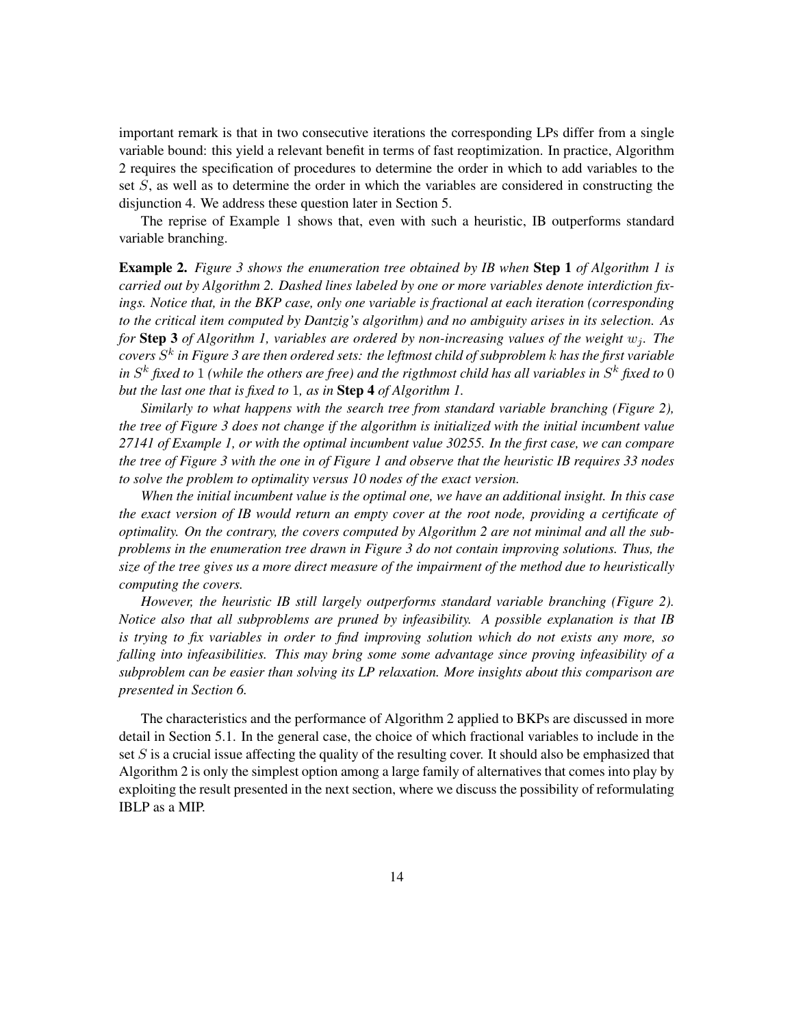important remark is that in two consecutive iterations the corresponding LPs differ from a single variable bound: this yield a relevant benefit in terms of fast reoptimization. In practice, Algorithm 2 requires the specification of procedures to determine the order in which to add variables to the set $S$, as well as to determine the order in which the variables are considered in constructing the disjunction 4. We address these question later in Section 5.

The reprise of Example 1 shows that, even with such a heuristic, IB outperforms standard variable branching.

**Example 2.** *Figure 3 shows the enumeration tree obtained by IB when* **Step 1** *of Algorithm 1 is carried out by Algorithm 2. Dashed lines labeled by one or more variables denote interdiction fixings. Notice that, in the BKP case, only one variable is fractional at each iteration (corresponding to the critical item computed by Dantzig's algorithm) and no ambiguity arises in its selection. As for* **Step 3** *of Algorithm 1, variables are ordered by non-increasing values of the weight $w_j$. The covers $S^k$ in Figure 3 are then ordered sets: the leftmost child of subproblem $k$ has the first variable in $S^k$ fixed to $1$ (while the others are free) and the rigthmost child has all variables in $S^k$ fixed to $0$ but the last one that is fixed to $1$, as in* **Step 4** *of Algorithm 1.*

*Similarly to what happens with the search tree from standard variable branching (Figure 2), the tree of Figure 3 does not change if the algorithm is initialized with the initial incumbent value 27141 of Example 1, or with the optimal incumbent value 30255. In the first case, we can compare the tree of Figure 3 with the one in of Figure 1 and observe that the heuristic IB requires 33 nodes to solve the problem to optimality versus 10 nodes of the exact version.*

*When the initial incumbent value is the optimal one, we have an additional insight. In this case the exact version of IB would return an empty cover at the root node, providing a certificate of optimality. On the contrary, the covers computed by Algorithm 2 are not minimal and all the subproblems in the enumeration tree drawn in Figure 3 do not contain improving solutions. Thus, the size of the tree gives us a more direct measure of the impairment of the method due to heuristically computing the covers.*

*However, the heuristic IB still largely outperforms standard variable branching (Figure 2). Notice also that all subproblems are pruned by infeasibility. A possible explanation is that IB is trying to fix variables in order to find improving solution which do not exists any more, so falling into infeasibilities. This may bring some some advantage since proving infeasibility of a subproblem can be easier than solving its LP relaxation. More insights about this comparison are presented in Section 6.*

The characteristics and the performance of Algorithm 2 applied to BKPs are discussed in more detail in Section 5.1. In the general case, the choice of which fractional variables to include in the set $S$ is a crucial issue affecting the quality of the resulting cover. It should also be emphasized that Algorithm 2 is only the simplest option among a large family of alternatives that comes into play by exploiting the result presented in the next section, where we discuss the possibility of reformulating IBLP as a MIP.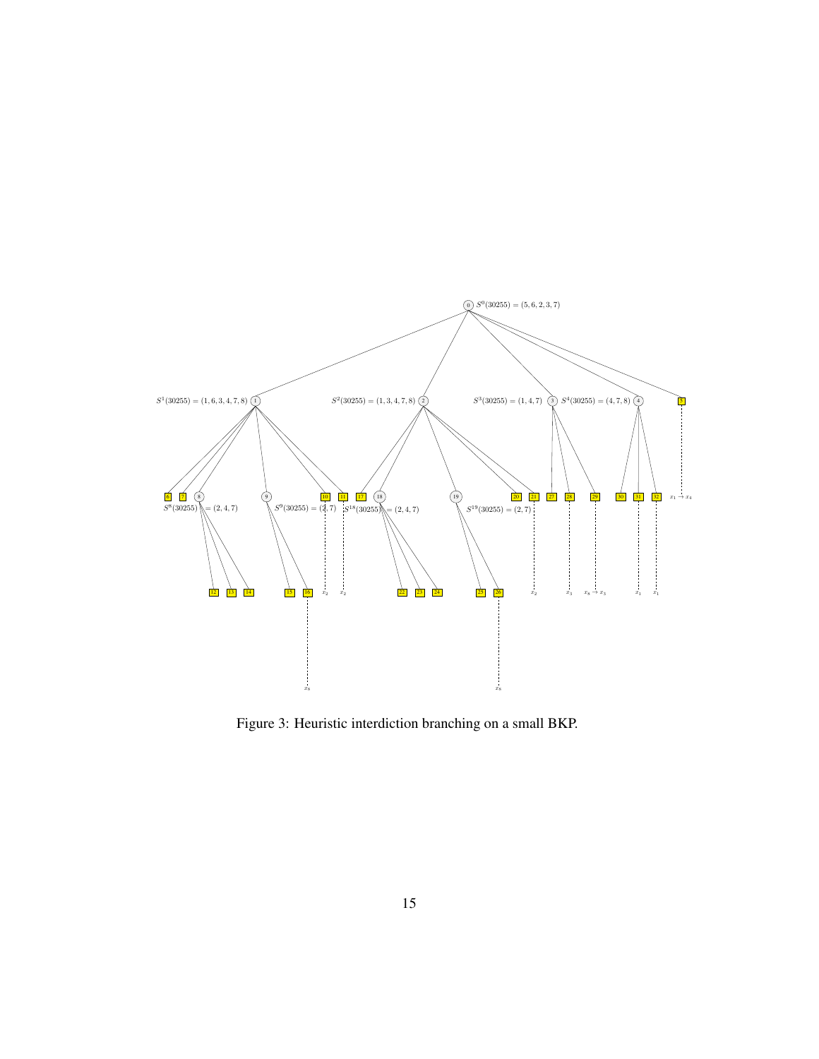Figure 3: Heuristic interdiction branching on a small BKP.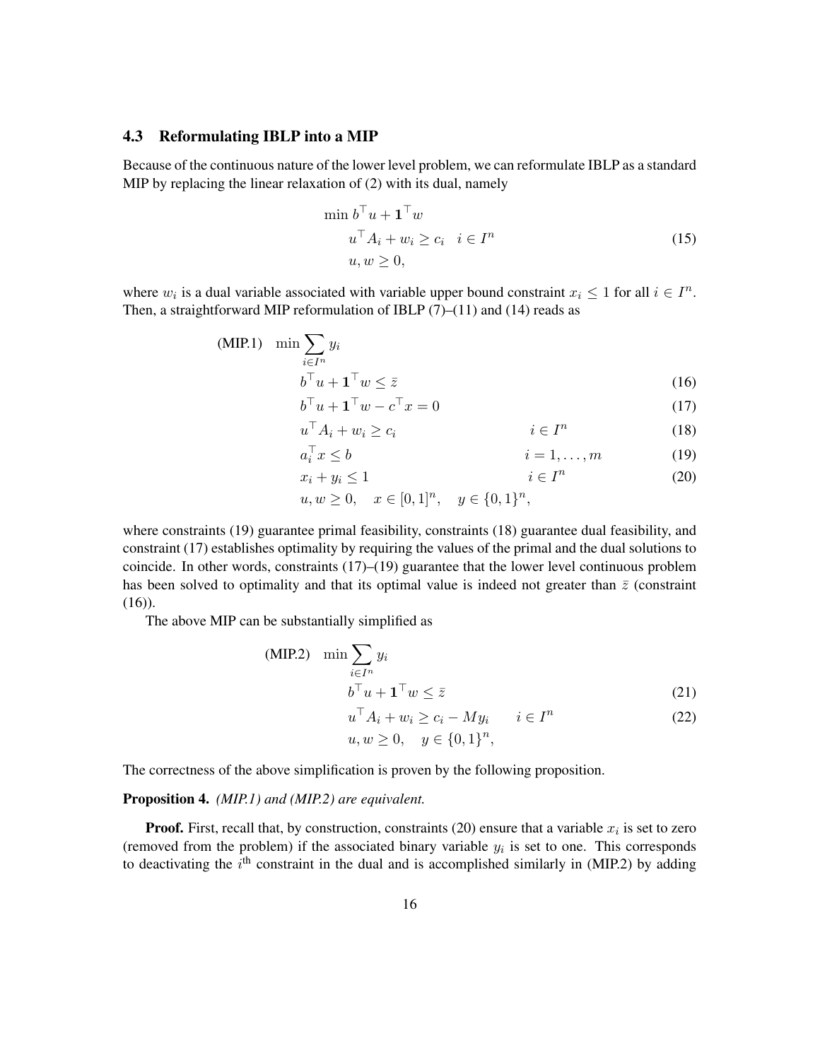### 4.3 Reformulating IBLP into a MIP

Because of the continuous nature of the lower level problem, we can reformulate IBLP as a standard MIP by replacing the linear relaxation of (2) with its dual, namely

$$
\begin{aligned}
& \min b^\top u + \mathbf{1}^\top w \\
& u^\top A_i + w_i \geq c_i \quad i \in I^n \\
& u, w \geq 0,
\end{aligned} \tag{15}
$$

where $w_i$ is a dual variable associated with variable upper bound constraint $x_i \leq 1$ for all $i \in I^n$. Then, a straightforward MIP reformulation of IBLP (7)–(11) and (14) reads as

$$
\begin{aligned}
\text{(MIP.1)} \quad & \min \sum_{i \in I^n} y_i \\
& b^\top u + \mathbf{1}^\top w \leq \bar{z} && (16) \\
& b^\top u + \mathbf{1}^\top w - c^\top x = 0 && (17) \\
& u^\top A_i + w_i \geq c_i \qquad i \in I^n && (18) \\
& a_i^\top x \leq b \qquad i = 1, \ldots, m && (19) \\
& x_i + y_i \leq 1 \qquad i \in I^n && (20) \\
& u, w \geq 0, \quad x \in [0,1]^n, \quad y \in \{0,1\}^n,
\end{aligned}
$$

where constraints (19) guarantee primal feasibility, constraints (18) guarantee dual feasibility, and constraint (17) establishes optimality by requiring the values of the primal and the dual solutions to coincide. In other words, constraints (17)–(19) guarantee that the lower level continuous problem has been solved to optimality and that its optimal value is indeed not greater than $\bar{z}$ (constraint (16)).

The above MIP can be substantially simplified as

$$
\begin{aligned}
\text{(MIP.2)} \quad & \min \sum_{i \in I^n} y_i \\
& b^\top u + \mathbf{1}^\top w \leq \bar{z} && (21) \\
& u^\top A_i + w_i \geq c_i - M y_i \qquad i \in I^n && (22) \\
& u, w \geq 0, \quad y \in \{0,1\}^n,
\end{aligned}
$$

The correctness of the above simplification is proven by the following proposition.

**Proposition 4.** *(MIP.1) and (MIP.2) are equivalent.*

**Proof.** First, recall that, by construction, constraints (20) ensure that a variable $x_i$ is set to zero (removed from the problem) if the associated binary variable $y_i$ is set to one. This corresponds to deactivating the $i^{\text{th}}$ constraint in the dual and is accomplished similarly in (MIP.2) by adding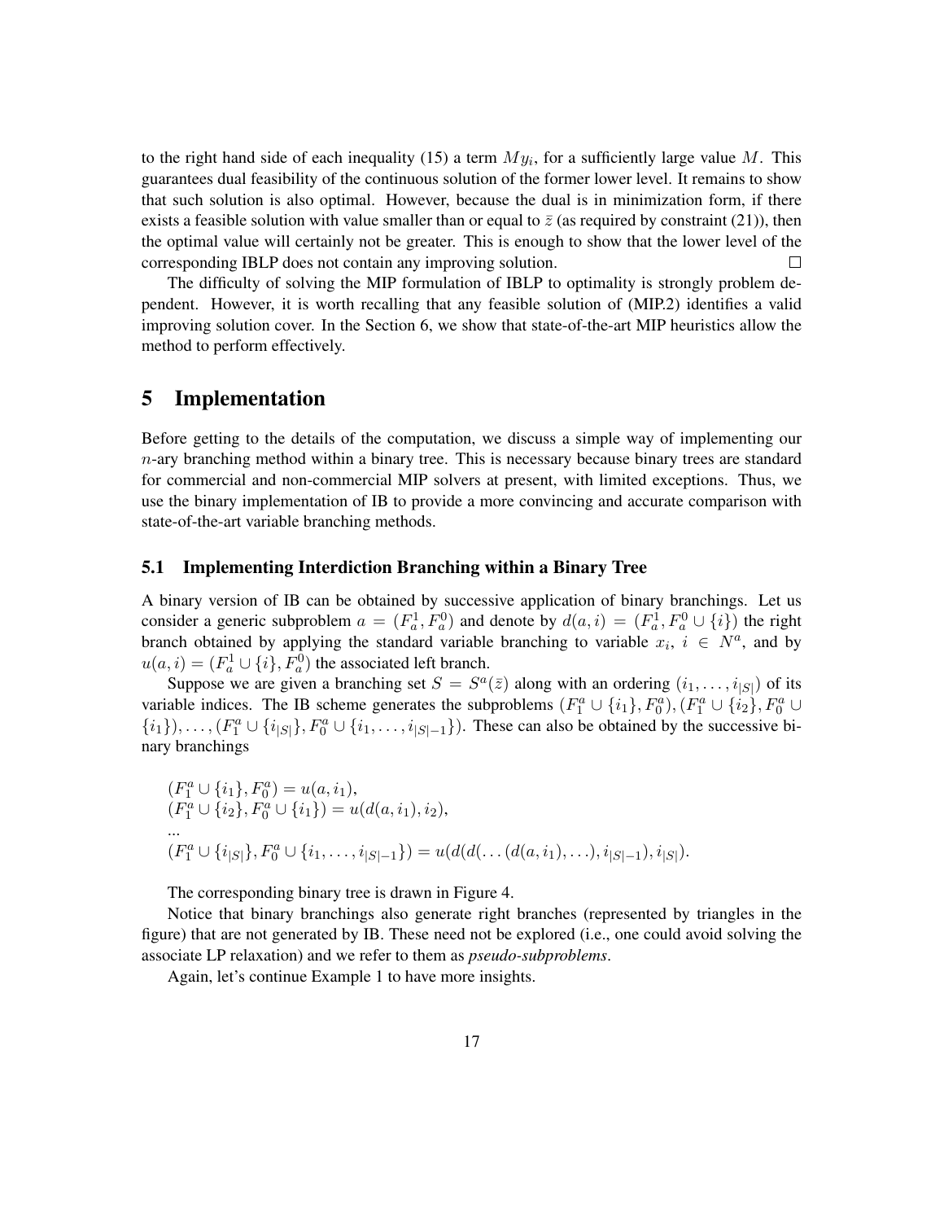to the right hand side of each inequality (15) a term $My_i$, for a sufficiently large value $M$. This guarantees dual feasibility of the continuous solution of the former lower level. It remains to show that such solution is also optimal. However, because the dual is in minimization form, if there exists a feasible solution with value smaller than or equal to $\bar{z}$ (as required by constraint (21)), then the optimal value will certainly not be greater. This is enough to show that the lower level of the corresponding IBLP does not contain any improving solution. □

The difficulty of solving the MIP formulation of IBLP to optimality is strongly problem dependent. However, it is worth recalling that any feasible solution of (MIP.2) identifies a valid improving solution cover. In the Section 6, we show that state-of-the-art MIP heuristics allow the method to perform effectively.

# 5 Implementation

Before getting to the details of the computation, we discuss a simple way of implementing our $n$-ary branching method within a binary tree. This is necessary because binary trees are standard for commercial and non-commercial MIP solvers at present, with limited exceptions. Thus, we use the binary implementation of IB to provide a more convincing and accurate comparison with state-of-the-art variable branching methods.

## 5.1 Implementing Interdiction Branching within a Binary Tree

A binary version of IB can be obtained by successive application of binary branchings. Let us consider a generic subproblem $a = (F_a^1, F_a^0)$ and denote by $d(a, i) = (F_a^1, F_a^0 \cup \{i\})$ the right branch obtained by applying the standard variable branching to variable $x_i$, $i \in N^a$, and by $u(a, i) = (F_a^1 \cup \{i\}, F_a^0)$ the associated left branch.

Suppose we are given a branching set $S = S^a(\bar{z})$ along with an ordering $(i_1, \ldots, i_{|S|})$ of its variable indices. The IB scheme generates the subproblems $(F_1^a \cup \{i_1\}, F_0^a), (F_1^a \cup \{i_2\}, F_0^a \cup \{i_1\}), \ldots, (F_1^a \cup \{i_{|S|}\}, F_0^a \cup \{i_1, \ldots, i_{|S|-1}\})$. These can also be obtained by the successive binary branchings

$$
\begin{aligned}
&(F_1^a \cup \{i_1\}, F_0^a) = u(a, i_1), \\
&(F_1^a \cup \{i_2\}, F_0^a \cup \{i_1\}) = u(d(a, i_1), i_2), \\
&\ldots \\
&(F_1^a \cup \{i_{|S|}\}, F_0^a \cup \{i_1, \ldots, i_{|S|-1}\}) = u(d(d(\ldots(d(a, i_1), \ldots), i_{|S|-1}), i_{|S|}).
\end{aligned}
$$

The corresponding binary tree is drawn in Figure 4.

Notice that binary branchings also generate right branches (represented by triangles in the figure) that are not generated by IB. These need not be explored (i.e., one could avoid solving the associate LP relaxation) and we refer to them as *pseudo-subproblems*.

Again, let's continue Example 1 to have more insights.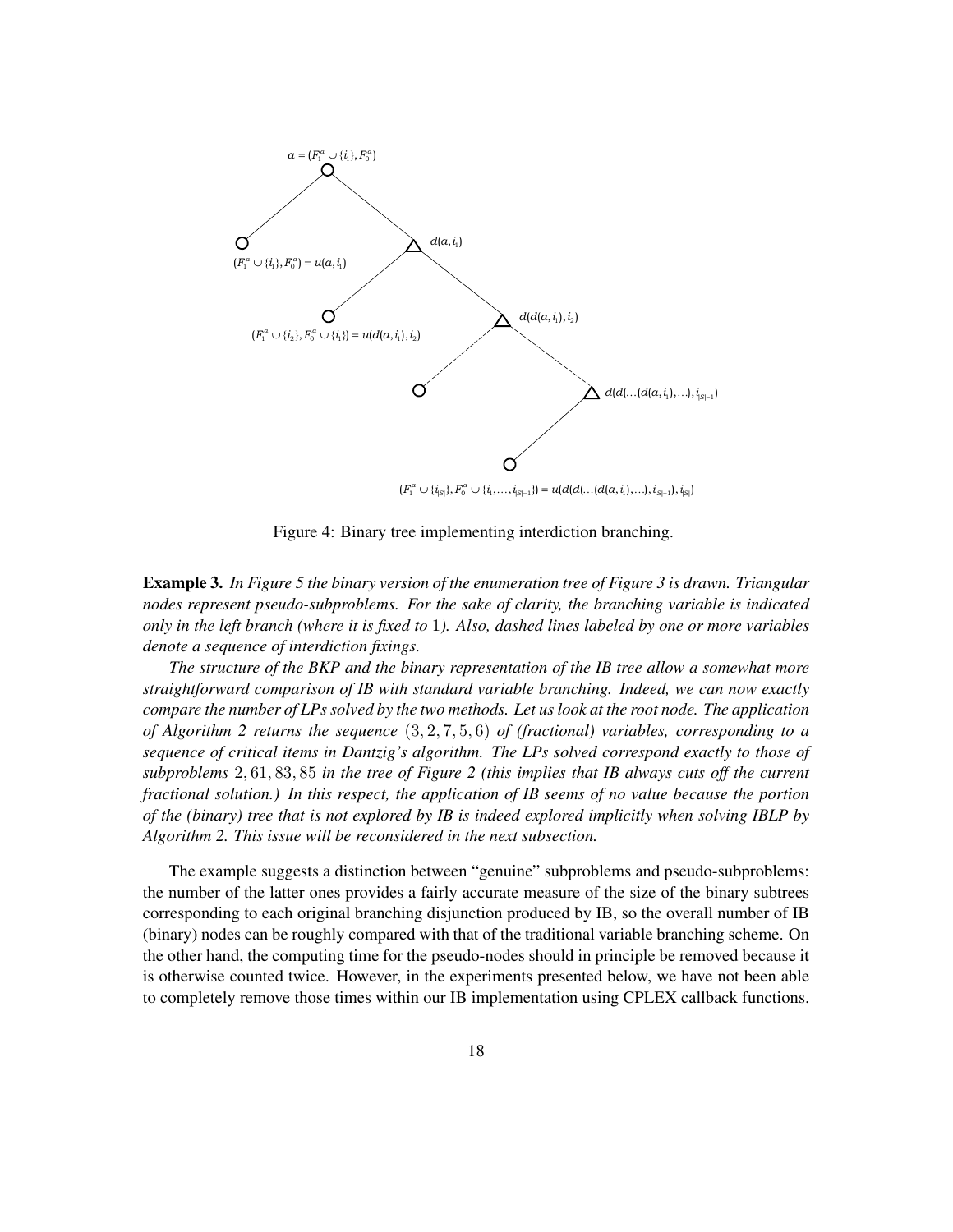Figure 4: Binary tree implementing interdiction branching.

**Example 3.** *In Figure 5 the binary version of the enumeration tree of Figure 3 is drawn. Triangular nodes represent pseudo-subproblems. For the sake of clarity, the branching variable is indicated only in the left branch (where it is fixed to* 1*). Also, dashed lines labeled by one or more variables denote a sequence of interdiction fixings.*

*The structure of the BKP and the binary representation of the IB tree allow a somewhat more straightforward comparison of IB with standard variable branching. Indeed, we can now exactly compare the number of LPs solved by the two methods. Let us look at the root node. The application of Algorithm 2 returns the sequence* $(3, 2, 7, 5, 6)$ *of (fractional) variables, corresponding to a sequence of critical items in Dantzig's algorithm. The LPs solved correspond exactly to those of subproblems* $2, 61, 83, 85$ *in the tree of Figure 2 (this implies that IB always cuts off the current fractional solution.) In this respect, the application of IB seems of no value because the portion of the (binary) tree that is not explored by IB is indeed explored implicitly when solving IBLP by Algorithm 2. This issue will be reconsidered in the next subsection.*

The example suggests a distinction between "genuine" subproblems and pseudo-subproblems: the number of the latter ones provides a fairly accurate measure of the size of the binary subtrees corresponding to each original branching disjunction produced by IB, so the overall number of IB (binary) nodes can be roughly compared with that of the traditional variable branching scheme. On the other hand, the computing time for the pseudo-nodes should in principle be removed because it is otherwise counted twice. However, in the experiments presented below, we have not been able to completely remove those times within our IB implementation using CPLEX callback functions.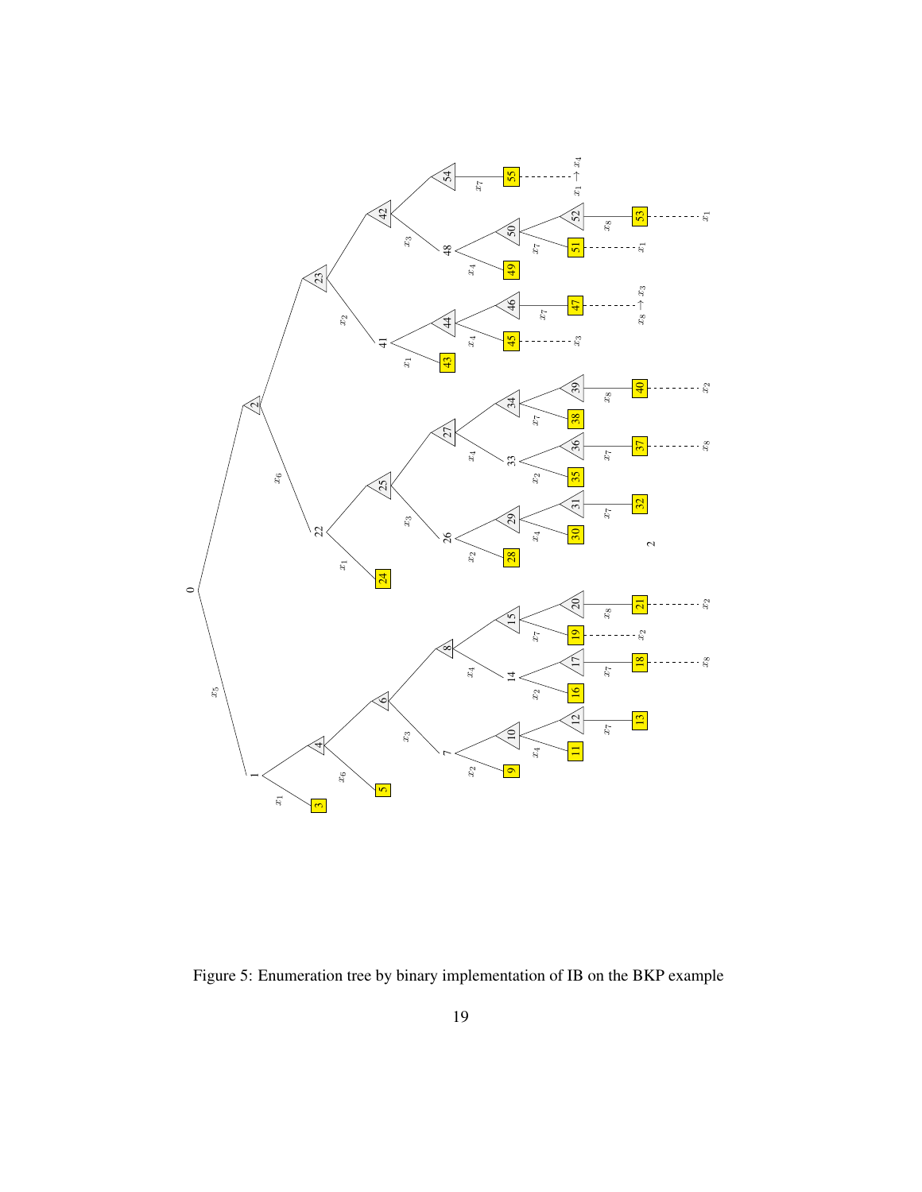Figure 5: Enumeration tree by binary implementation of IB on the BKP example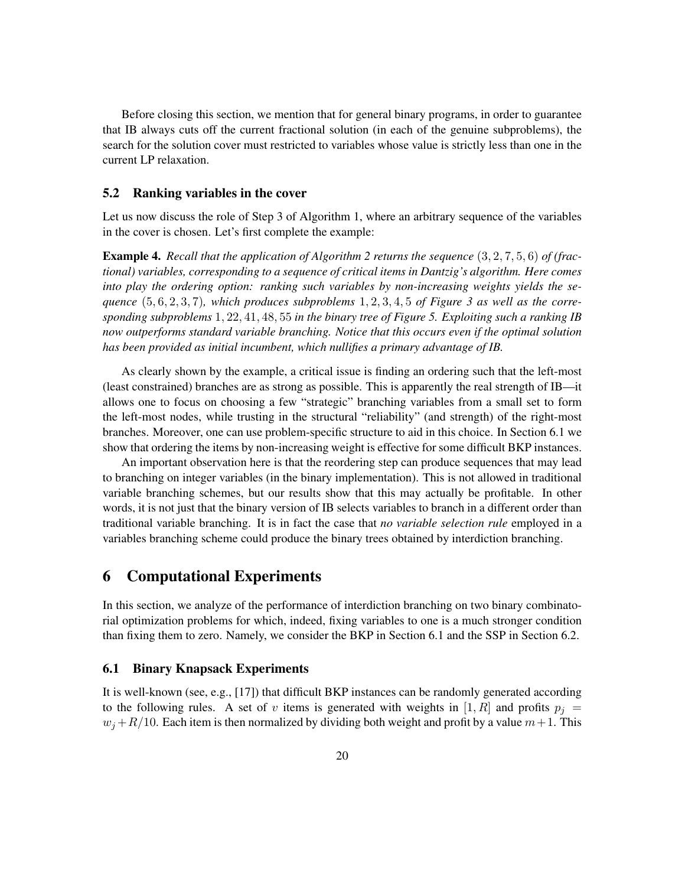Before closing this section, we mention that for general binary programs, in order to guarantee that IB always cuts off the current fractional solution (in each of the genuine subproblems), the search for the solution cover must restricted to variables whose value is strictly less than one in the current LP relaxation.

### 5.2 Ranking variables in the cover

Let us now discuss the role of Step 3 of Algorithm 1, where an arbitrary sequence of the variables in the cover is chosen. Let's first complete the example:

**Example 4.** *Recall that the application of Algorithm 2 returns the sequence* $(3, 2, 7, 5, 6)$ *of (fractional) variables, corresponding to a sequence of critical items in Dantzig's algorithm. Here comes into play the ordering option: ranking such variables by non-increasing weights yields the sequence* $(5, 6, 2, 3, 7)$*, which produces subproblems* $1, 2, 3, 4, 5$ *of Figure 3 as well as the corresponding subproblems* $1, 22, 41, 48, 55$ *in the binary tree of Figure 5. Exploiting such a ranking IB now outperforms standard variable branching. Notice that this occurs even if the optimal solution has been provided as initial incumbent, which nullifies a primary advantage of IB.*

As clearly shown by the example, a critical issue is finding an ordering such that the left-most (least constrained) branches are as strong as possible. This is apparently the real strength of IB—it allows one to focus on choosing a few "strategic" branching variables from a small set to form the left-most nodes, while trusting in the structural "reliability" (and strength) of the right-most branches. Moreover, one can use problem-specific structure to aid in this choice. In Section 6.1 we show that ordering the items by non-increasing weight is effective for some difficult BKP instances.

An important observation here is that the reordering step can produce sequences that may lead to branching on integer variables (in the binary implementation). This is not allowed in traditional variable branching schemes, but our results show that this may actually be profitable. In other words, it is not just that the binary version of IB selects variables to branch in a different order than traditional variable branching. It is in fact the case that *no variable selection rule* employed in a variables branching scheme could produce the binary trees obtained by interdiction branching.

## 6 Computational Experiments

In this section, we analyze of the performance of interdiction branching on two binary combinatorial optimization problems for which, indeed, fixing variables to one is a much stronger condition than fixing them to zero. Namely, we consider the BKP in Section 6.1 and the SSP in Section 6.2.

### 6.1 Binary Knapsack Experiments

It is well-known (see, e.g., [17]) that difficult BKP instances can be randomly generated according to the following rules. A set of $v$ items is generated with weights in $[1, R]$ and profits $p_j = w_j + R/10$. Each item is then normalized by dividing both weight and profit by a value $m+1$. This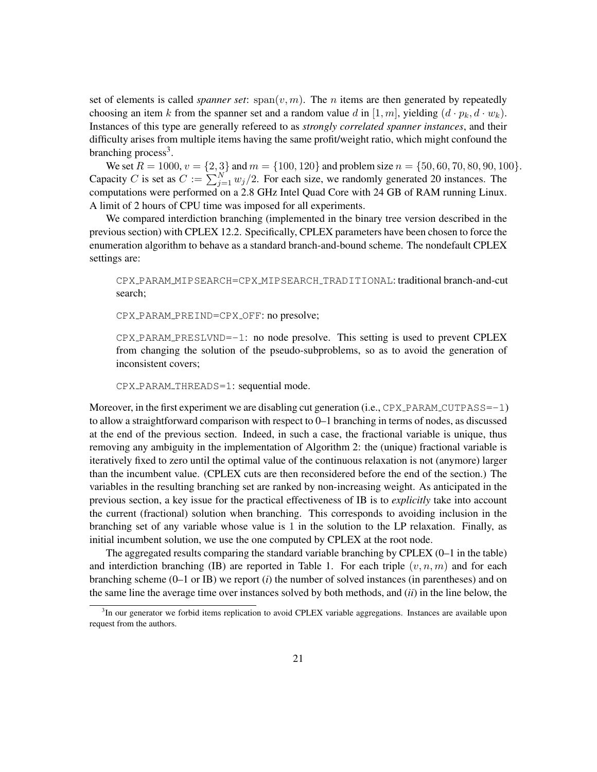set of elements is called *spanner set*: $\text{span}(v, m)$. The $n$ items are then generated by repeatedly choosing an item $k$ from the spanner set and a random value $d$ in $[1, m]$, yielding $(d \cdot p_k, d \cdot w_k)$. Instances of this type are generally refereed to as *strongly correlated spanner instances*, and their difficulty arises from multiple items having the same profit/weight ratio, which might confound the branching process[3].

We set $R = 1000$, $v = \{2, 3\}$ and $m = \{100, 120\}$ and problem size $n = \{50, 60, 70, 80, 90, 100\}$. Capacity $C$ is set as $C := \sum_{j=1}^{N} w_j/2$. For each size, we randomly generated 20 instances. The computations were performed on a 2.8 GHz Intel Quad Core with 24 GB of RAM running Linux. A limit of 2 hours of CPU time was imposed for all experiments.

We compared interdiction branching (implemented in the binary tree version described in the previous section) with CPLEX 12.2. Specifically, CPLEX parameters have been chosen to force the enumeration algorithm to behave as a standard branch-and-bound scheme. The nondefault CPLEX settings are:

> `CPX_PARAM_MIPSEARCH=CPX_MIPSEARCH_TRADITIONAL`: traditional branch-and-cut search;
>
> `CPX_PARAM_PREIND=CPX_OFF`: no presolve;
>
> `CPX_PARAM_PRESLVND=-1`: no node presolve. This setting is used to prevent CPLEX from changing the solution of the pseudo-subproblems, so as to avoid the generation of inconsistent covers;
>
> `CPX_PARAM_THREADS=1`: sequential mode.

Moreover, in the first experiment we are disabling cut generation (i.e., `CPX_PARAM_CUTPASS=-1`) to allow a straightforward comparison with respect to 0–1 branching in terms of nodes, as discussed at the end of the previous section. Indeed, in such a case, the fractional variable is unique, thus removing any ambiguity in the implementation of Algorithm 2: the (unique) fractional variable is iteratively fixed to zero until the optimal value of the continuous relaxation is not (anymore) larger than the incumbent value. (CPLEX cuts are then reconsidered before the end of the section.) The variables in the resulting branching set are ranked by non-increasing weight. As anticipated in the previous section, a key issue for the practical effectiveness of IB is to *explicitly* take into account the current (fractional) solution when branching. This corresponds to avoiding inclusion in the branching set of any variable whose value is 1 in the solution to the LP relaxation. Finally, as initial incumbent solution, we use the one computed by CPLEX at the root node.

The aggregated results comparing the standard variable branching by CPLEX (0–1 in the table) and interdiction branching (IB) are reported in Table 1. For each triple $(v, n, m)$ and for each branching scheme (0–1 or IB) we report (*i*) the number of solved instances (in parentheses) and on the same line the average time over instances solved by both methods, and (*ii*) in the line below, the

[3] In our generator we forbid items replication to avoid CPLEX variable aggregations. Instances are available upon request from the authors.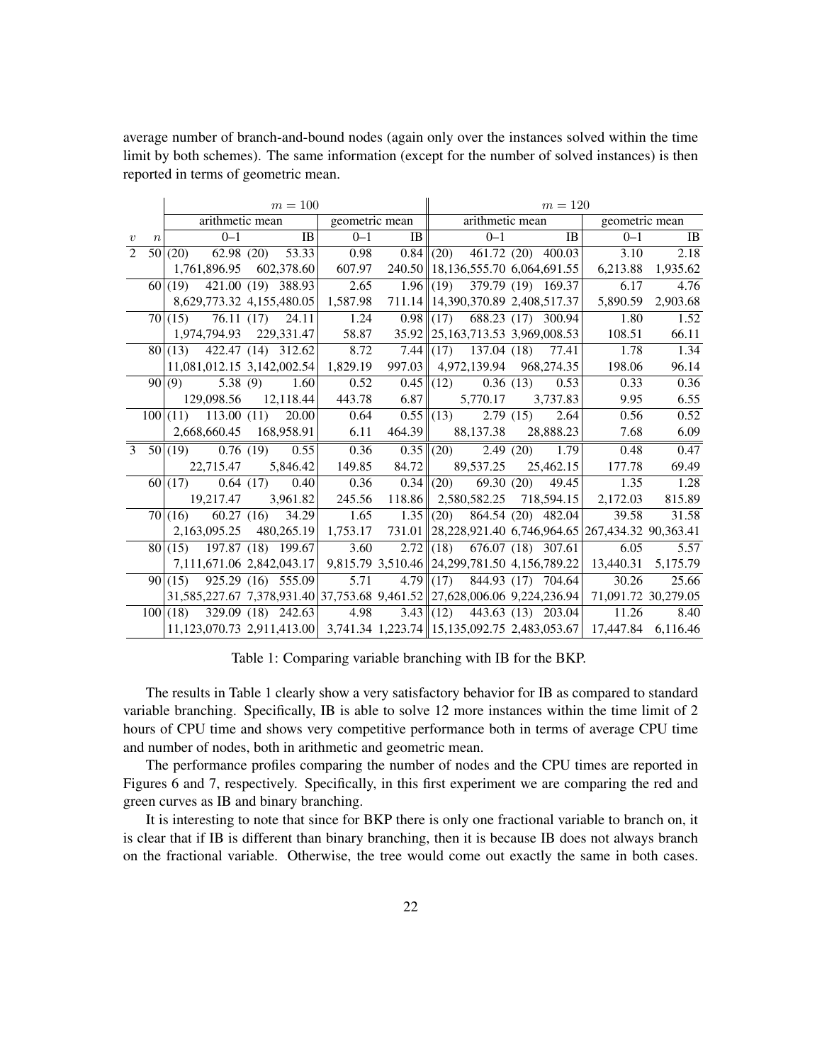average number of branch-and-bound nodes (again only over the instances solved within the time limit by both schemes). The same information (except for the number of solved instances) is then reported in terms of geometric mean.

| | | $m = 100$ | | | | | | $m = 120$ | | | | | |
|---|---|---|---|---|---|---|---|---|---|---|---|---|---|
| | | arithmetic mean | | | | geometric mean | | arithmetic mean | | | | geometric mean | |
| $v$ | $n$ | | 0–1 | | IB | 0–1 | IB | | 0–1 | | IB | 0–1 | IB |
| 2 | 50 | (20) | 62.98 | (20) | 53.33 | 0.98 | 0.84 | (20) | 461.72 | (20) | 400.03 | 3.10 | 2.18 |
| | | | 1,761,896.95 | | 602,378.60 | 607.97 | 240.50 | | 18,136,555.70 | | 6,064,691.55 | 6,213.88 | 1,935.62 |
| | 60 | (19) | 421.00 | (19) | 388.93 | 2.65 | 1.96 | (19) | 379.79 | (19) | 169.37 | 6.17 | 4.76 |
| | | | 8,629,773.32 | | 4,155,480.05 | 1,587.98 | 711.14 | | 14,390,370.89 | | 2,408,517.37 | 5,890.59 | 2,903.68 |
| | 70 | (15) | 76.11 | (17) | 24.11 | 1.24 | 0.98 | (17) | 688.23 | (17) | 300.94 | 1.80 | 1.52 |
| | | | 1,974,794.93 | | 229,331.47 | 58.87 | 35.92 | | 25,163,713.53 | | 3,969,008.53 | 108.51 | 66.11 |
| | 80 | (13) | 422.47 | (14) | 312.62 | 8.72 | 7.44 | (17) | 137.04 | (18) | 77.41 | 1.78 | 1.34 |
| | | | 11,081,012.15 | | 3,142,002.54 | 1,829.19 | 997.03 | | 4,972,139.94 | | 968,274.35 | 198.06 | 96.14 |
| | 90 | (9) | 5.38 | (9) | 1.60 | 0.52 | 0.45 | (12) | 0.36 | (13) | 0.53 | 0.33 | 0.36 |
| | | | 129,098.56 | | 12,118.44 | 443.78 | 6.87 | | 5,770.17 | | 3,737.83 | 9.95 | 6.55 |
| | 100 | (11) | 113.00 | (11) | 20.00 | 0.64 | 0.55 | (13) | 2.79 | (15) | 2.64 | 0.56 | 0.52 |
| | | | 2,668,660.45 | | 168,958.91 | 6.11 | 464.39 | | 88,137.38 | | 28,888.23 | 7.68 | 6.09 |
| 3 | 50 | (19) | 0.76 | (19) | 0.55 | 0.36 | 0.35 | (20) | 2.49 | (20) | 1.79 | 0.48 | 0.47 |
| | | | 22,715.47 | | 5,846.42 | 149.85 | 84.72 | | 89,537.25 | | 25,462.15 | 177.78 | 69.49 |
| | 60 | (17) | 0.64 | (17) | 0.40 | 0.36 | 0.34 | (20) | 69.30 | (20) | 49.45 | 1.35 | 1.28 |
| | | | 19,217.47 | | 3,961.82 | 245.56 | 118.86 | | 2,580,582.25 | | 718,594.15 | 2,172.03 | 815.89 |
| | 70 | (16) | 60.27 | (16) | 34.29 | 1.65 | 1.35 | (20) | 864.54 | (20) | 482.04 | 39.58 | 31.58 |
| | | | 2,163,095.25 | | 480,265.19 | 1,753.17 | 731.01 | | 28,228,921.40 | | 6,746,964.65 | 267,434.32 | 90,363.41 |
| | 80 | (15) | 197.87 | (18) | 199.67 | 3.60 | 2.72 | (18) | 676.07 | (18) | 307.61 | 6.05 | 5.57 |
| | | | 7,111,671.06 | | 2,842,043.17 | 9,815.79 | 3,510.46 | | 24,299,781.50 | | 4,156,789.22 | 13,440.31 | 5,175.79 |
| | 90 | (15) | 925.29 | (16) | 555.09 | 5.71 | 4.79 | (17) | 844.93 | (17) | 704.64 | 30.26 | 25.66 |
| | | | 31,585,227.67 | | 7,378,931.40 | 37,753.68 | 9,461.52 | | 27,628,006.06 | | 9,224,236.94 | 71,091.72 | 30,279.05 |
| | 100 | (18) | 329.09 | (18) | 242.63 | 4.98 | 3.43 | (12) | 443.63 | (13) | 203.04 | 11.26 | 8.40 |
| | | | 11,123,070.73 | | 2,911,413.00 | 3,741.34 | 1,223.74 | | 15,135,092.75 | | 2,483,053.67 | 17,447.84 | 6,116.46 |

Table 1: Comparing variable branching with IB for the BKP.

The results in Table 1 clearly show a very satisfactory behavior for IB as compared to standard variable branching. Specifically, IB is able to solve 12 more instances within the time limit of 2 hours of CPU time and shows very competitive performance both in terms of average CPU time and number of nodes, both in arithmetic and geometric mean.

The performance profiles comparing the number of nodes and the CPU times are reported in Figures 6 and 7, respectively. Specifically, in this first experiment we are comparing the red and green curves as IB and binary branching.

It is interesting to note that since for BKP there is only one fractional variable to branch on, it is clear that if IB is different than binary branching, then it is because IB does not always branch on the fractional variable. Otherwise, the tree would come out exactly the same in both cases.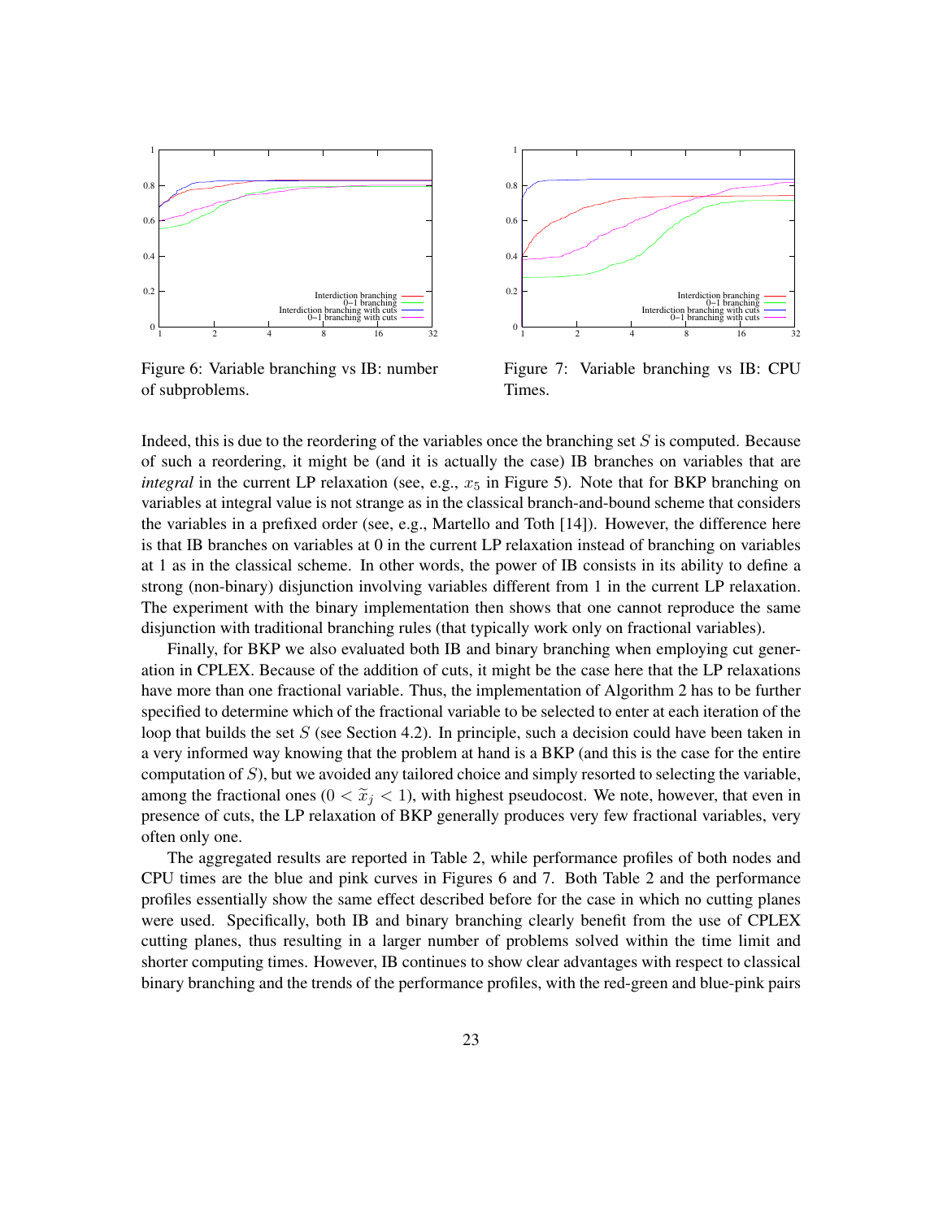Figure 6: Variable branching vs IB: number of subproblems.

Figure 7: Variable branching vs IB: CPU Times.

Indeed, this is due to the reordering of the variables once the branching set $S$ is computed. Because of such a reordering, it might be (and it is actually the case) IB branches on variables that are *integral* in the current LP relaxation (see, e.g., $x_5$ in Figure 5). Note that for BKP branching on variables at integral value is not strange as in the classical branch-and-bound scheme that considers the variables in a prefixed order (see, e.g., Martello and Toth [14]). However, the difference here is that IB branches on variables at 0 in the current LP relaxation instead of branching on variables at 1 as in the classical scheme. In other words, the power of IB consists in its ability to define a strong (non-binary) disjunction involving variables different from 1 in the current LP relaxation. The experiment with the binary implementation then shows that one cannot reproduce the same disjunction with traditional branching rules (that typically work only on fractional variables).

Finally, for BKP we also evaluated both IB and binary branching when employing cut generation in CPLEX. Because of the addition of cuts, it might be the case here that the LP relaxations have more than one fractional variable. Thus, the implementation of Algorithm 2 has to be further specified to determine which of the fractional variable to be selected to enter at each iteration of the loop that builds the set $S$ (see Section 4.2). In principle, such a decision could have been taken in a very informed way knowing that the problem at hand is a BKP (and this is the case for the entire computation of $S$), but we avoided any tailored choice and simply resorted to selecting the variable, among the fractional ones ($0 < \widetilde{x}_j < 1$), with highest pseudocost. We note, however, that even in presence of cuts, the LP relaxation of BKP generally produces very few fractional variables, very often only one.

The aggregated results are reported in Table 2, while performance profiles of both nodes and CPU times are the blue and pink curves in Figures 6 and 7. Both Table 2 and the performance profiles essentially show the same effect described before for the case in which no cutting planes were used. Specifically, both IB and binary branching clearly benefit from the use of CPLEX cutting planes, thus resulting in a larger number of problems solved within the time limit and shorter computing times. However, IB continues to show clear advantages with respect to classical binary branching and the trends of the performance profiles, with the red-green and blue-pink pairs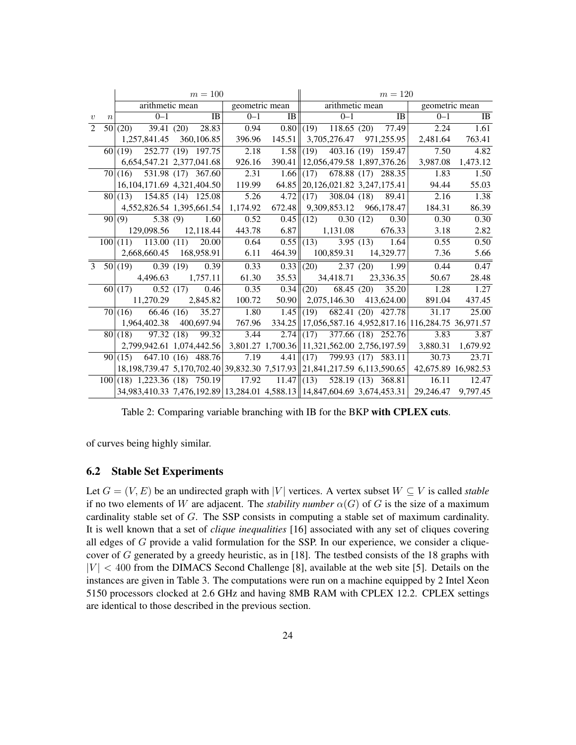| | | $m = 100$ | | | | | | $m = 120$ | | | | | |
|---|---|---|---|---|---|---|---|---|---|---|---|---|---|
| | | arithmetic mean | | | | geometric mean | | arithmetic mean | | | | geometric mean | |
| $v$ | $n$ | | 0–1 | | IB | 0–1 | IB | | 0–1 | | IB | 0–1 | IB |
| 2 | 50 | (20) | 39.41 | (20) | 28.83 | 0.94 | 0.80 | (19) | 118.65 | (20) | 77.49 | 2.24 | 1.61 |
| | | | 1,257,841.45 | | 360,106.85 | 396.96 | 145.51 | | 3,705,276.47 | | 971,255.95 | 2,481.64 | 763.41 |
| | 60 | (19) | 252.77 | (19) | 197.75 | 2.18 | 1.58 | (19) | 403.16 | (19) | 159.47 | 7.50 | 4.82 |
| | | | 6,654,547.21 | | 2,377,041.68 | 926.16 | 390.41 | | 12,056,479.58 | | 1,897,376.26 | 3,987.08 | 1,473.12 |
| | 70 | (16) | 531.98 | (17) | 367.60 | 2.31 | 1.66 | (17) | 678.88 | (17) | 288.35 | 1.83 | 1.50 |
| | | | 16,104,171.69 | | 4,321,404.50 | 119.99 | 64.85 | | 20,126,021.82 | | 3,247,175.41 | 94.44 | 55.03 |
| | 80 | (13) | 154.85 | (14) | 125.08 | 5.26 | 4.72 | (17) | 308.04 | (18) | 89.41 | 2.16 | 1.38 |
| | | | 4,552,826.54 | | 1,395,661.54 | 1,174.92 | 672.48 | | 9,309,853.12 | | 966,178.47 | 184.31 | 86.39 |
| | 90 | (9) | 5.38 | (9) | 1.60 | 0.52 | 0.45 | (12) | 0.30 | (12) | 0.30 | 0.30 | 0.30 |
| | | | 129,098.56 | | 12,118.44 | 443.78 | 6.87 | | 1,131.08 | | 676.33 | 3.18 | 2.82 |
| | 100 | (11) | 113.00 | (11) | 20.00 | 0.64 | 0.55 | (13) | 3.95 | (13) | 1.64 | 0.55 | 0.50 |
| | | | 2,668,660.45 | | 168,958.91 | 6.11 | 464.39 | | 100,859.31 | | 14,329.77 | 7.36 | 5.66 |
| 3 | 50 | (19) | 0.39 | (19) | 0.39 | 0.33 | 0.33 | (20) | 2.37 | (20) | 1.99 | 0.44 | 0.47 |
| | | | 4,496.63 | | 1,757.11 | 61.30 | 35.53 | | 34,418.71 | | 23,336.35 | 50.67 | 28.48 |
| | 60 | (17) | 0.52 | (17) | 0.46 | 0.35 | 0.34 | (20) | 68.45 | (20) | 35.20 | 1.28 | 1.27 |
| | | | 11,270.29 | | 2,845.82 | 100.72 | 50.90 | | 2,075,146.30 | | 413,624.00 | 891.04 | 437.45 |
| | 70 | (16) | 66.46 | (16) | 35.27 | 1.80 | 1.45 | (19) | 682.41 | (20) | 427.78 | 31.17 | 25.00 |
| | | | 1,964,402.38 | | 400,697.94 | 767.96 | 334.25 | | 17,056,587.16 | | 4,952,817.16 | 116,284.75 | 36,971.57 |
| | 80 | (18) | 97.32 | (18) | 99.32 | 3.44 | 2.74 | (17) | 377.66 | (18) | 252.76 | 3.83 | 3.87 |
| | | | 2,799,942.61 | | 1,074,442.56 | 3,801.27 | 1,700.36 | | 11,321,562.00 | | 2,756,197.59 | 3,880.31 | 1,679.92 |
| | 90 | (15) | 647.10 | (16) | 488.76 | 7.19 | 4.41 | (17) | 799.93 | (17) | 583.11 | 30.73 | 23.71 |
| | | | 18,198,739.47 | | 5,170,702.40 | 39,832.30 | 7,517.93 | | 21,841,217.59 | | 6,113,590.65 | 42,675.89 | 16,982.53 |
| | 100 | (18) | 1,223.36 | (18) | 750.19 | 17.92 | 11.47 | (13) | 528.19 | (13) | 368.81 | 16.11 | 12.47 |
| | | | 34,983,410.33 | | 7,476,192.89 | 13,284.01 | 4,588.13 | | 14,847,604.69 | | 3,674,453.31 | 29,246.47 | 9,797.45 |

Table 2: Comparing variable branching with IB for the BKP **with CPLEX cuts**.

of curves being highly similar.

## 6.2 Stable Set Experiments

Let $G = (V, E)$ be an undirected graph with $|V|$ vertices. A vertex subset $W \subseteq V$ is called *stable* if no two elements of $W$ are adjacent. The *stability number* $\alpha(G)$ of $G$ is the size of a maximum cardinality stable set of $G$. The SSP consists in computing a stable set of maximum cardinality. It is well known that a set of *clique inequalities* [16] associated with any set of cliques covering all edges of $G$ provide a valid formulation for the SSP. In our experience, we consider a clique-cover of $G$ generated by a greedy heuristic, as in [18]. The testbed consists of the 18 graphs with $|V| < 400$ from the DIMACS Second Challenge [8], available at the web site [5]. Details on the instances are given in Table 3. The computations were run on a machine equipped by 2 Intel Xeon 5150 processors clocked at 2.6 GHz and having 8MB RAM with CPLEX 12.2. CPLEX settings are identical to those described in the previous section.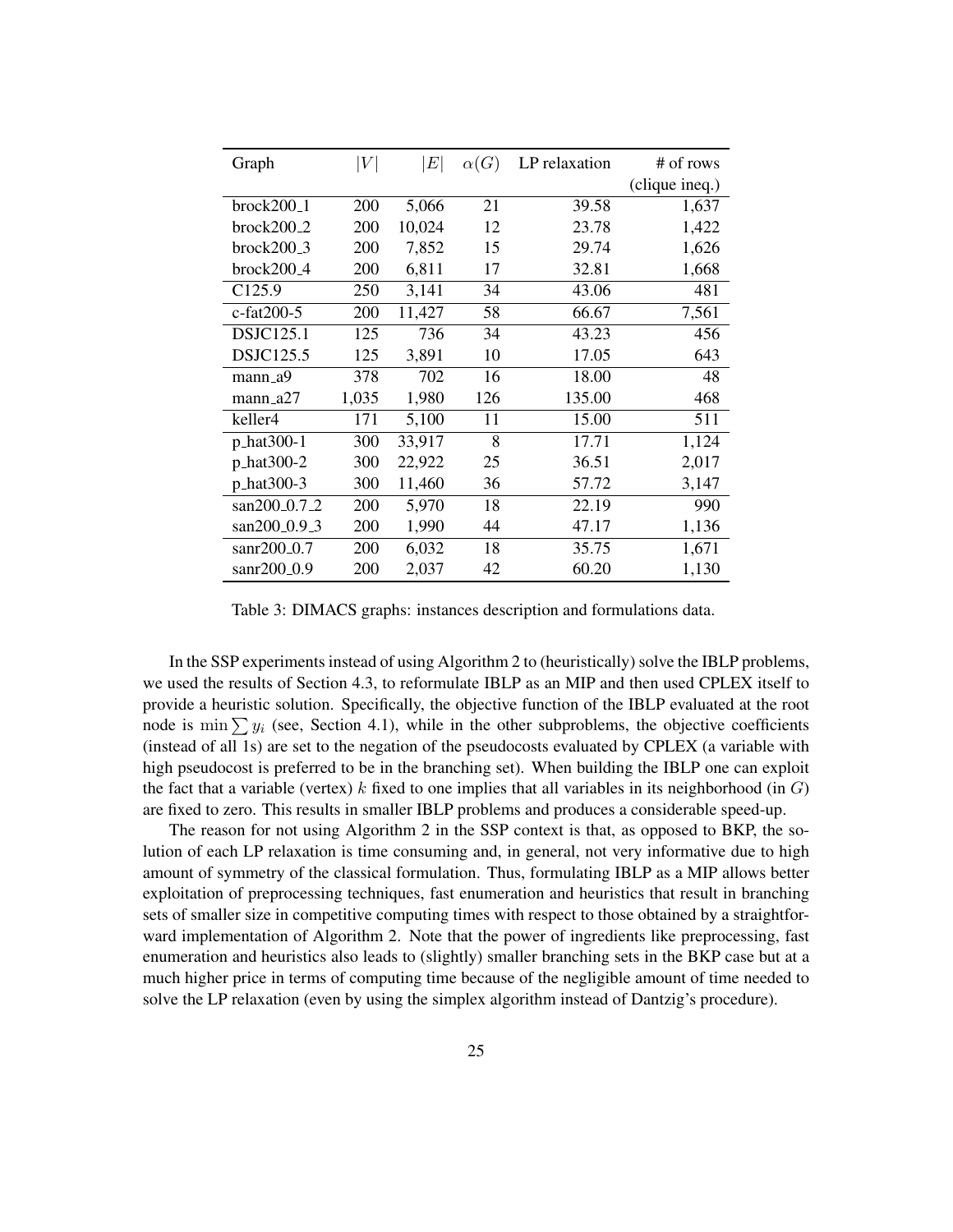| Graph | $\|V\|$ | $\|E\|$ | $\alpha(G)$ | LP relaxation | # of rows (clique ineq.) |
|---|---|---|---|---|---|
| brock200_1 | 200 | 5,066 | 21 | 39.58 | 1,637 |
| brock200_2 | 200 | 10,024 | 12 | 23.78 | 1,422 |
| brock200_3 | 200 | 7,852 | 15 | 29.74 | 1,626 |
| brock200_4 | 200 | 6,811 | 17 | 32.81 | 1,668 |
| C125.9 | 250 | 3,141 | 34 | 43.06 | 481 |
| c-fat200-5 | 200 | 11,427 | 58 | 66.67 | 7,561 |
| DSJC125.1 | 125 | 736 | 34 | 43.23 | 456 |
| DSJC125.5 | 125 | 3,891 | 10 | 17.05 | 643 |
| mann_a9 | 378 | 702 | 16 | 18.00 | 48 |
| mann_a27 | 1,035 | 1,980 | 126 | 135.00 | 468 |
| keller4 | 171 | 5,100 | 11 | 15.00 | 511 |
| p_hat300-1 | 300 | 33,917 | 8 | 17.71 | 1,124 |
| p_hat300-2 | 300 | 22,922 | 25 | 36.51 | 2,017 |
| p_hat300-3 | 300 | 11,460 | 36 | 57.72 | 3,147 |
| san200_0.7_2 | 200 | 5,970 | 18 | 22.19 | 990 |
| san200_0.9_3 | 200 | 1,990 | 44 | 47.17 | 1,136 |
| sanr200_0.7 | 200 | 6,032 | 18 | 35.75 | 1,671 |
| sanr200_0.9 | 200 | 2,037 | 42 | 60.20 | 1,130 |

Table 3: DIMACS graphs: instances description and formulations data.

In the SSP experiments instead of using Algorithm 2 to (heuristically) solve the IBLP problems, we used the results of Section 4.3, to reformulate IBLP as an MIP and then used CPLEX itself to provide a heuristic solution. Specifically, the objective function of the IBLP evaluated at the root node is $\min \sum y_i$ (see, Section 4.1), while in the other subproblems, the objective coefficients (instead of all 1s) are set to the negation of the pseudocosts evaluated by CPLEX (a variable with high pseudocost is preferred to be in the branching set). When building the IBLP one can exploit the fact that a variable (vertex) $k$ fixed to one implies that all variables in its neighborhood (in $G$) are fixed to zero. This results in smaller IBLP problems and produces a considerable speed-up.

The reason for not using Algorithm 2 in the SSP context is that, as opposed to BKP, the solution of each LP relaxation is time consuming and, in general, not very informative due to high amount of symmetry of the classical formulation. Thus, formulating IBLP as a MIP allows better exploitation of preprocessing techniques, fast enumeration and heuristics that result in branching sets of smaller size in competitive computing times with respect to those obtained by a straightforward implementation of Algorithm 2. Note that the power of ingredients like preprocessing, fast enumeration and heuristics also leads to (slightly) smaller branching sets in the BKP case but at a much higher price in terms of computing time because of the negligible amount of time needed to solve the LP relaxation (even by using the simplex algorithm instead of Dantzig's procedure).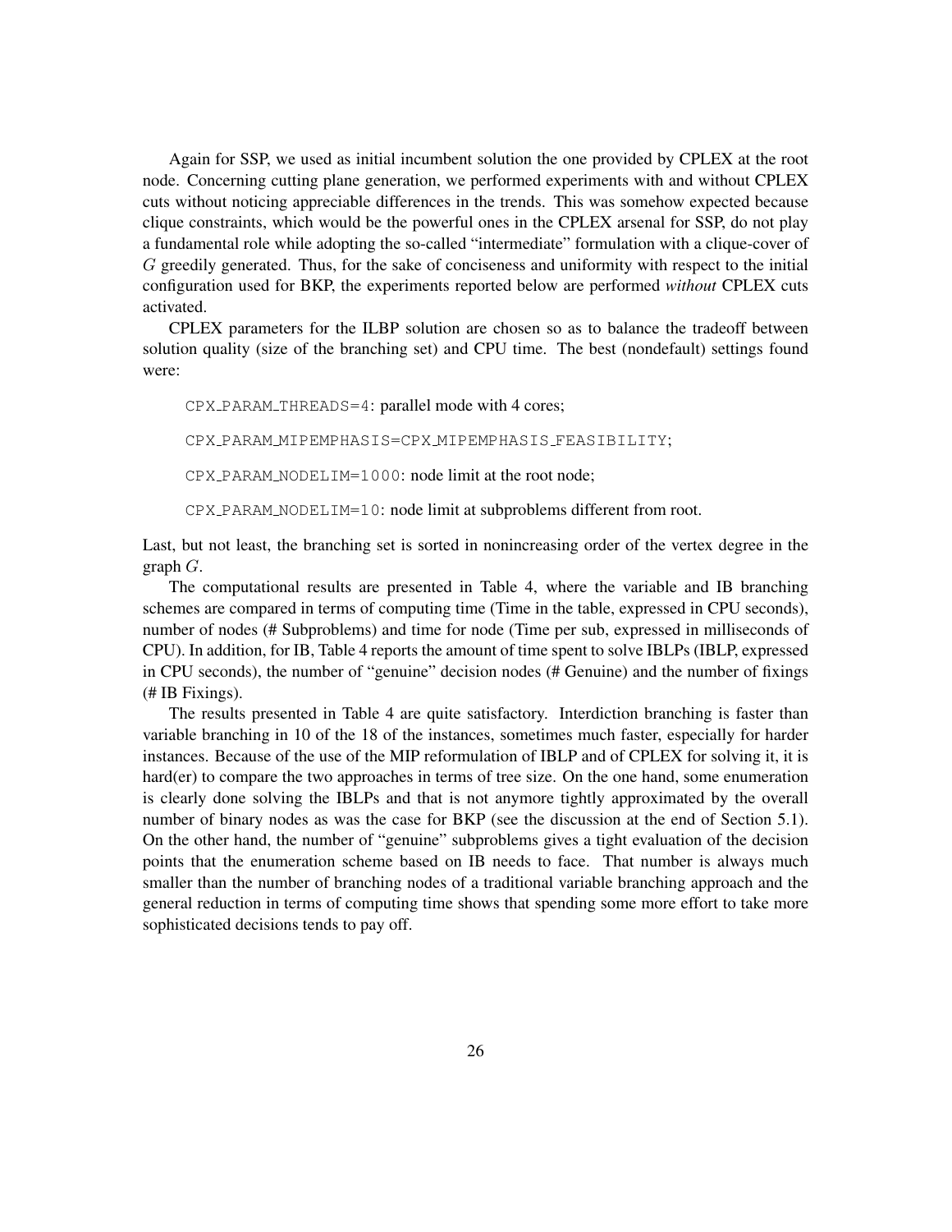Again for SSP, we used as initial incumbent solution the one provided by CPLEX at the root node. Concerning cutting plane generation, we performed experiments with and without CPLEX cuts without noticing appreciable differences in the trends. This was somehow expected because clique constraints, which would be the powerful ones in the CPLEX arsenal for SSP, do not play a fundamental role while adopting the so-called "intermediate" formulation with a clique-cover of $G$ greedily generated. Thus, for the sake of conciseness and uniformity with respect to the initial configuration used for BKP, the experiments reported below are performed *without* CPLEX cuts activated.

CPLEX parameters for the ILBP solution are chosen so as to balance the tradeoff between solution quality (size of the branching set) and CPU time. The best (nondefault) settings found were:

`CPX_PARAM_THREADS=4`: parallel mode with 4 cores;

`CPX_PARAM_MIPEMPHASIS=CPX_MIPEMPHASIS_FEASIBILITY`;

`CPX_PARAM_NODELIM=1000`: node limit at the root node;

`CPX_PARAM_NODELIM=10`: node limit at subproblems different from root.

Last, but not least, the branching set is sorted in nonincreasing order of the vertex degree in the graph $G$.

The computational results are presented in Table 4, where the variable and IB branching schemes are compared in terms of computing time (Time in the table, expressed in CPU seconds), number of nodes (# Subproblems) and time for node (Time per sub, expressed in milliseconds of CPU). In addition, for IB, Table 4 reports the amount of time spent to solve IBLPs (IBLP, expressed in CPU seconds), the number of "genuine" decision nodes (# Genuine) and the number of fixings (# IB Fixings).

The results presented in Table 4 are quite satisfactory. Interdiction branching is faster than variable branching in 10 of the 18 of the instances, sometimes much faster, especially for harder instances. Because of the use of the MIP reformulation of IBLP and of CPLEX for solving it, it is hard(er) to compare the two approaches in terms of tree size. On the one hand, some enumeration is clearly done solving the IBLPs and that is not anymore tightly approximated by the overall number of binary nodes as was the case for BKP (see the discussion at the end of Section 5.1). On the other hand, the number of "genuine" subproblems gives a tight evaluation of the decision points that the enumeration scheme based on IB needs to face. That number is always much smaller than the number of branching nodes of a traditional variable branching approach and the general reduction in terms of computing time shows that spending some more effort to take more sophisticated decisions tends to pay off.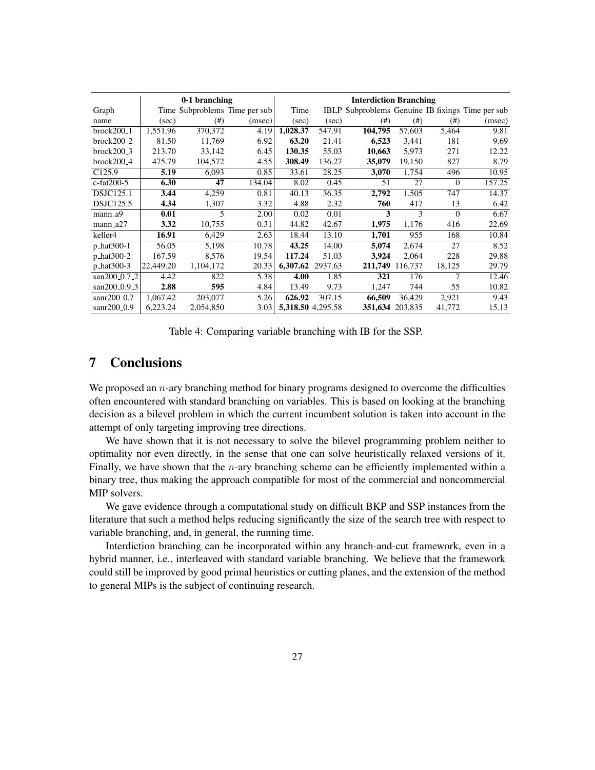| Graph | 0-1 branching | | | Interdiction Branching | | | | | |
|---|---|---|---|---|---|---|---|---|---|
| | Time | Subproblems | Time per sub | Time | IBLP | Subproblems | Genuine | IB fixings | Time per sub |
| name | (sec) | (#) | (msec) | (sec) | (sec) | (#) | (#) | (#) | (msec) |
| brock200_1 | 1,551.96 | 370,372 | 4.19 | **1,028.37** | 547.91 | **104,795** | 57,603 | 5,464 | 9.81 |
| brock200_2 | 81.50 | 11,769 | 6.92 | **63.20** | 21.41 | **6,523** | 3,441 | 181 | 9.69 |
| brock200_3 | 213.70 | 33,142 | 6.45 | **130.35** | 55.03 | **10,663** | 5,973 | 271 | 12.22 |
| brock200_4 | 475.79 | 104,572 | 4.55 | **308.49** | 136.27 | **35,079** | 19,150 | 827 | 8.79 |
| C125.9 | **5.19** | 6,093 | 0.85 | 33.61 | 28.25 | **3,070** | 1,754 | 496 | 10.95 |
| c-fat200-5 | **6.30** | **47** | 134.04 | 8.02 | 0.45 | 51 | 27 | 0 | 157.25 |
| DSJC125.1 | **3.44** | 4,259 | 0.81 | 40.13 | 36.35 | **2,792** | 1,505 | 747 | 14.37 |
| DSJC125.5 | **4.34** | 1,307 | 3.32 | 4.88 | 2.32 | **760** | 417 | 13 | 6.42 |
| mann_a9 | **0.01** | 5 | 2.00 | 0.02 | 0.01 | **3** | 3 | 0 | 6.67 |
| mann_a27 | **3.32** | 10,755 | 0.31 | 44.82 | 42.67 | **1,975** | 1,176 | 416 | 22.69 |
| keller4 | **16.91** | 6,429 | 2.63 | 18.44 | 13.10 | **1,701** | 955 | 168 | 10.84 |
| p_hat300-1 | 56.05 | 5,198 | 10.78 | **43.25** | 14.00 | **5,074** | 2,674 | 27 | 8.52 |
| p_hat300-2 | 167.59 | 8,576 | 19.54 | **117.24** | 51.03 | **3,924** | 2,064 | 228 | 29.88 |
| p_hat300-3 | 22,449.20 | 1,104,172 | 20.33 | **6,307.62** | 2937.63 | **211,749** | 116,737 | 18,125 | 29.79 |
| san200_0.7_2 | 4.42 | 822 | 5.38 | **4.00** | 1.85 | **321** | 176 | 7 | 12.46 |
| san200_0.9_3 | **2.88** | **595** | 4.84 | 13.49 | 9.73 | 1,247 | 744 | 55 | 10.82 |
| sanr200_0.7 | 1,067.42 | 203,077 | 5.26 | **626.92** | 307.15 | **66,509** | 36,429 | 2,921 | 9.43 |
| sanr200_0.9 | 6,223.24 | 2,054,850 | 3.03 | **5,318.50** | 4,295.58 | **351,634** | 203,835 | 41,772 | 15.13 |

Table 4: Comparing variable branching with IB for the SSP.

# 7 Conclusions

We proposed an $n$-ary branching method for binary programs designed to overcome the difficulties often encountered with standard branching on variables. This is based on looking at the branching decision as a bilevel problem in which the current incumbent solution is taken into account in the attempt of only targeting improving tree directions.

We have shown that it is not necessary to solve the bilevel programming problem neither to optimality nor even directly, in the sense that one can solve heuristically relaxed versions of it. Finally, we have shown that the $n$-ary branching scheme can be efficiently implemented within a binary tree, thus making the approach compatible for most of the commercial and noncommercial MIP solvers.

We gave evidence through a computational study on difficult BKP and SSP instances from the literature that such a method helps reducing significantly the size of the search tree with respect to variable branching, and, in general, the running time.

Interdiction branching can be incorporated within any branch-and-cut framework, even in a hybrid manner, i.e., interleaved with standard variable branching. We believe that the framework could still be improved by good primal heuristics or cutting planes, and the extension of the method to general MIPs is the subject of continuing research.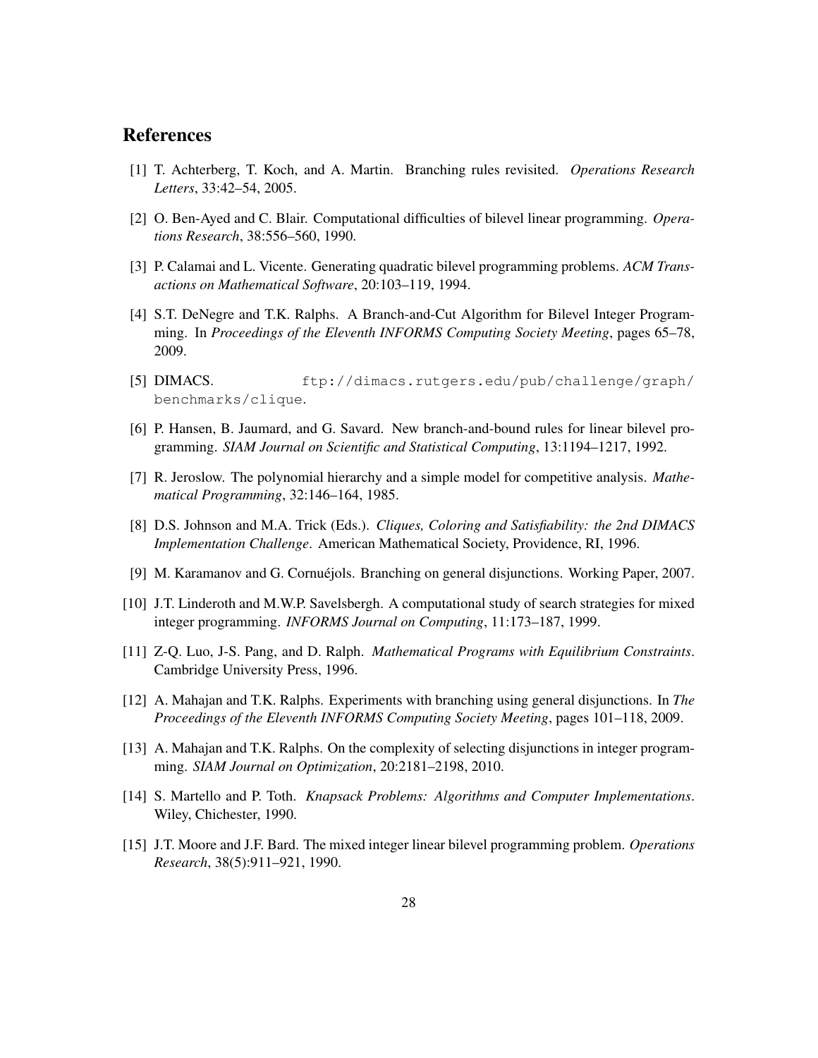## References

[1] T. Achterberg, T. Koch, and A. Martin. Branching rules revisited. *Operations Research Letters*, 33:42–54, 2005.

[2] O. Ben-Ayed and C. Blair. Computational difficulties of bilevel linear programming. *Operations Research*, 38:556–560, 1990.

[3] P. Calamai and L. Vicente. Generating quadratic bilevel programming problems. *ACM Transactions on Mathematical Software*, 20:103–119, 1994.

[4] S.T. DeNegre and T.K. Ralphs. A Branch-and-Cut Algorithm for Bilevel Integer Programming. In *Proceedings of the Eleventh INFORMS Computing Society Meeting*, pages 65–78, 2009.

[5] DIMACS. `ftp://dimacs.rutgers.edu/pub/challenge/graph/benchmarks/clique`.

[6] P. Hansen, B. Jaumard, and G. Savard. New branch-and-bound rules for linear bilevel programming. *SIAM Journal on Scientific and Statistical Computing*, 13:1194–1217, 1992.

[7] R. Jeroslow. The polynomial hierarchy and a simple model for competitive analysis. *Mathematical Programming*, 32:146–164, 1985.

[8] D.S. Johnson and M.A. Trick (Eds.). *Cliques, Coloring and Satisfiability: the 2nd DIMACS Implementation Challenge*. American Mathematical Society, Providence, RI, 1996.

[9] M. Karamanov and G. Cornuéjols. Branching on general disjunctions. Working Paper, 2007.

[10] J.T. Linderoth and M.W.P. Savelsbergh. A computational study of search strategies for mixed integer programming. *INFORMS Journal on Computing*, 11:173–187, 1999.

[11] Z-Q. Luo, J-S. Pang, and D. Ralph. *Mathematical Programs with Equilibrium Constraints*. Cambridge University Press, 1996.

[12] A. Mahajan and T.K. Ralphs. Experiments with branching using general disjunctions. In *The Proceedings of the Eleventh INFORMS Computing Society Meeting*, pages 101–118, 2009.

[13] A. Mahajan and T.K. Ralphs. On the complexity of selecting disjunctions in integer programming. *SIAM Journal on Optimization*, 20:2181–2198, 2010.

[14] S. Martello and P. Toth. *Knapsack Problems: Algorithms and Computer Implementations*. Wiley, Chichester, 1990.

[15] J.T. Moore and J.F. Bard. The mixed integer linear bilevel programming problem. *Operations Research*, 38(5):911–921, 1990.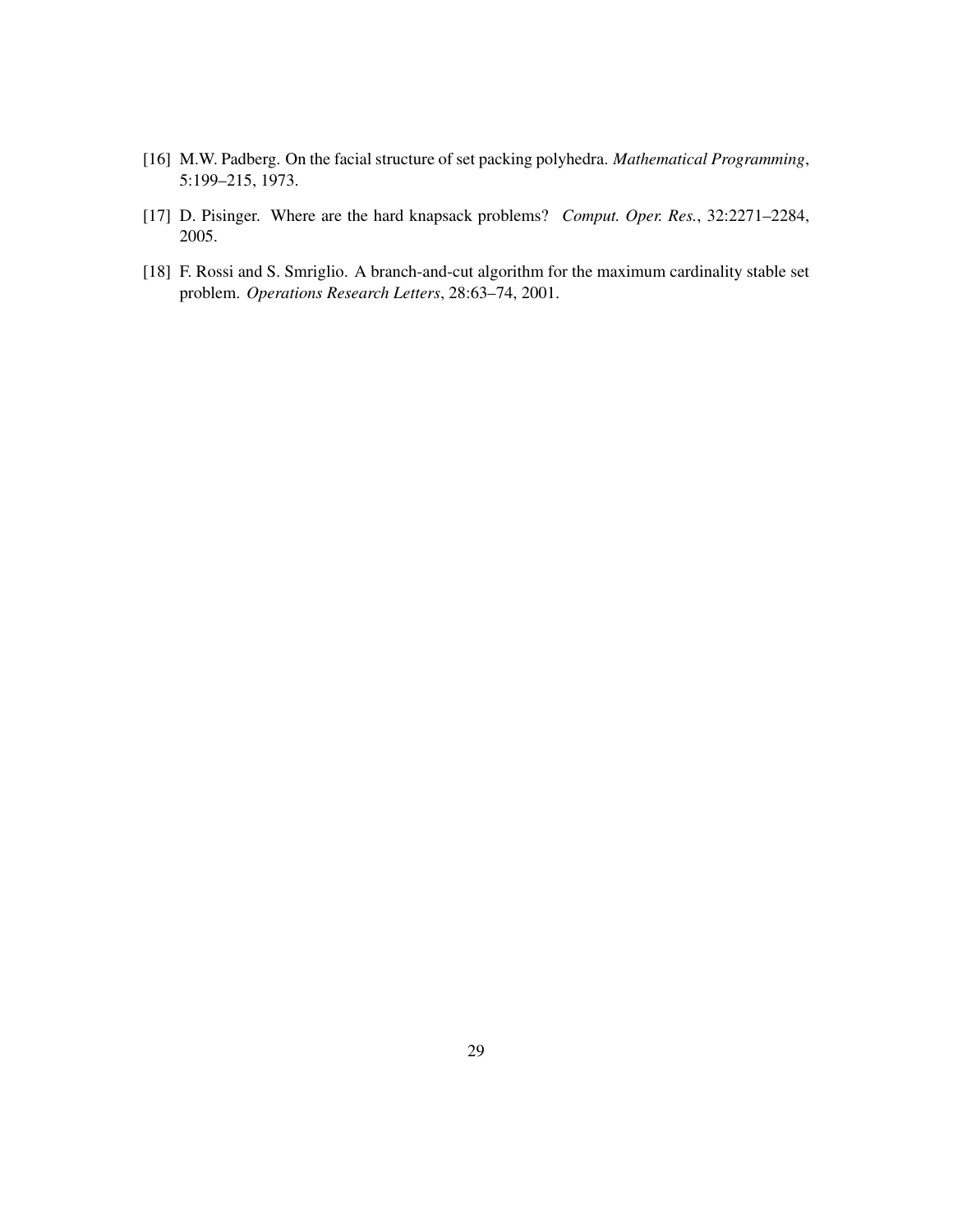[16] M.W. Padberg. On the facial structure of set packing polyhedra. *Mathematical Programming*, 5:199–215, 1973.

[17] D. Pisinger. Where are the hard knapsack problems? *Comput. Oper. Res.*, 32:2271–2284, 2005.

[18] F. Rossi and S. Smriglio. A branch-and-cut algorithm for the maximum cardinality stable set problem. *Operations Research Letters*, 28:63–74, 2001.